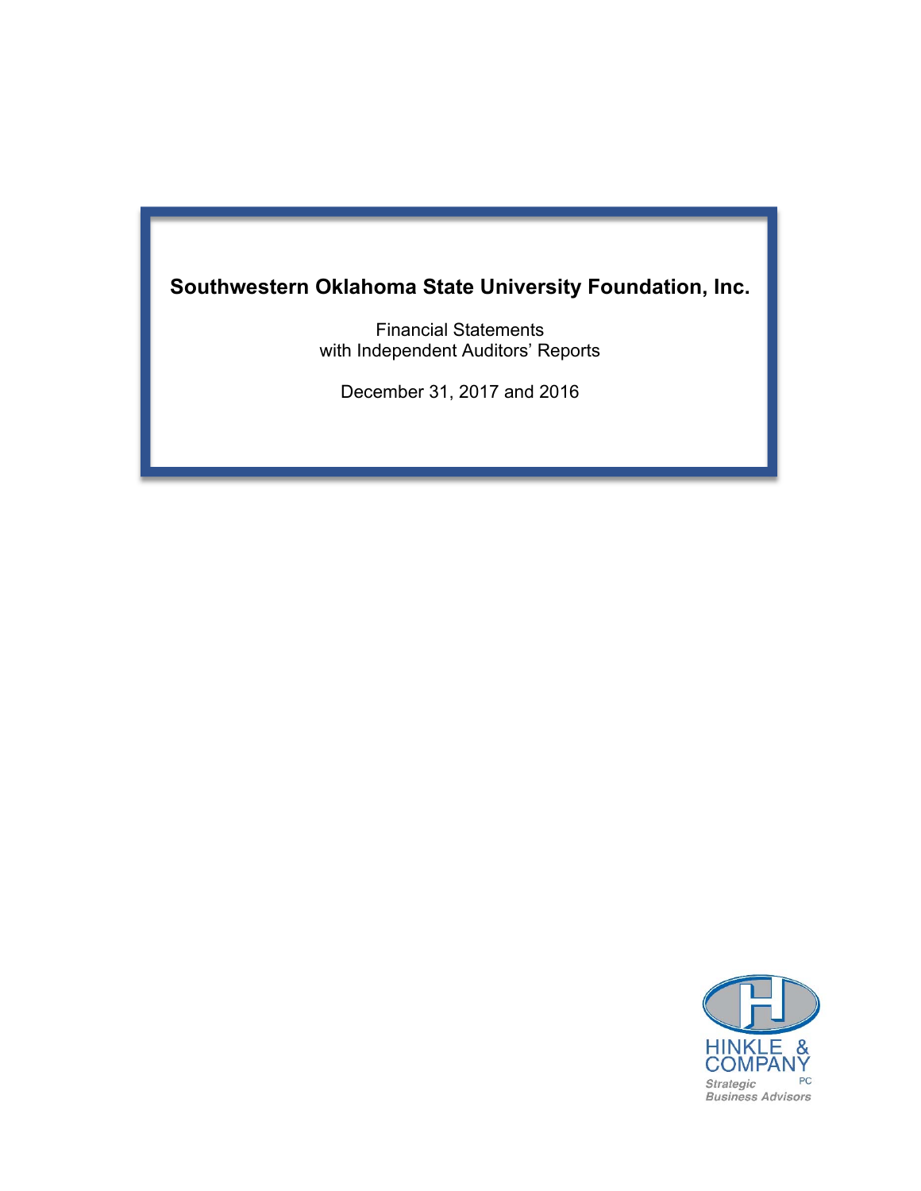# Southwestern Oklahoma State University Foundation, Inc.

Financial Statements
with Independent Auditors' Reports

December 31, 2017 and 2016

HINKLE & COMPANY PC
Strategic Business Advisors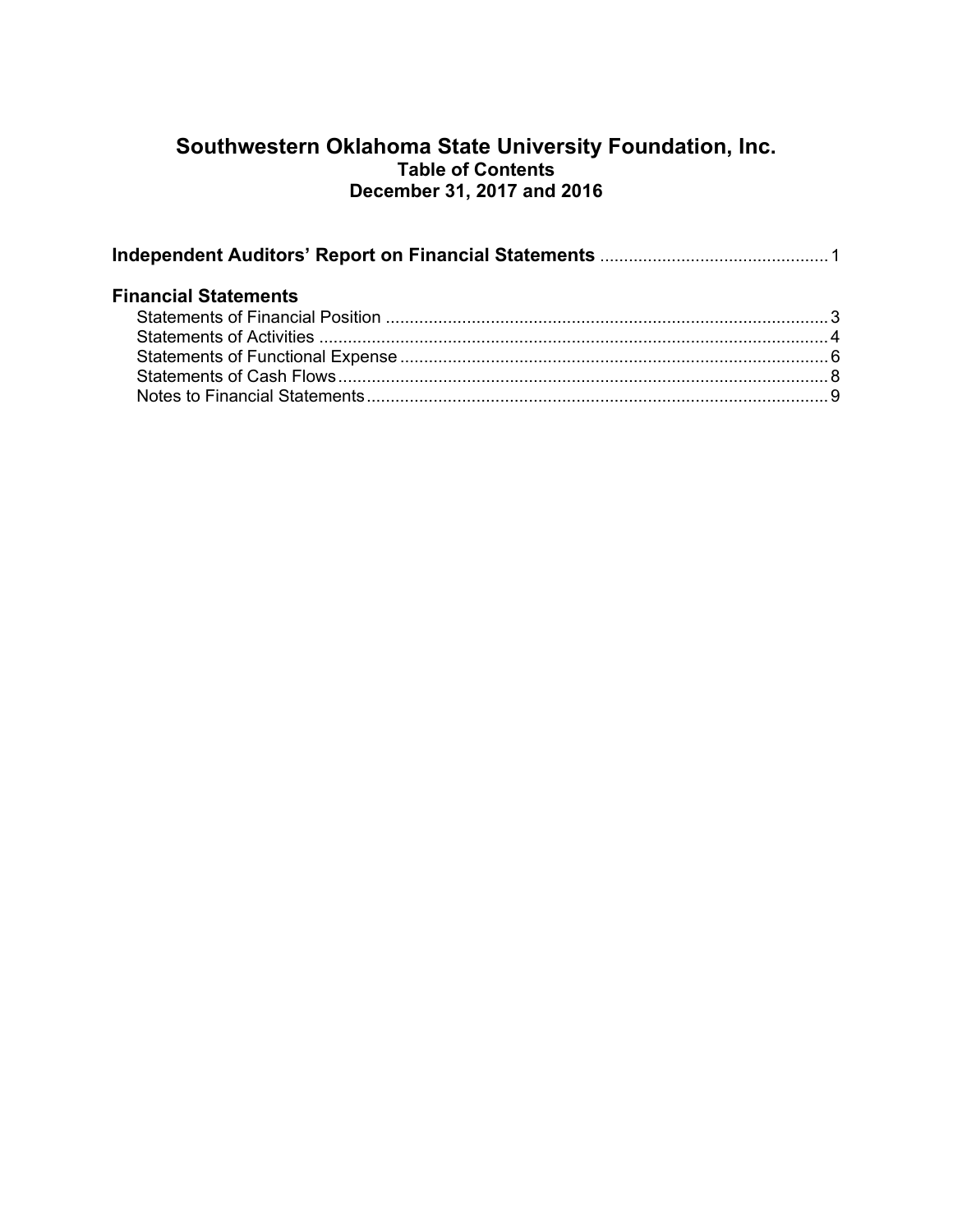# Southwestern Oklahoma State University Foundation, Inc.
## Table of Contents
## December 31, 2017 and 2016

| | |
|---|---|
| **Independent Auditors' Report on Financial Statements** | 1 |
| **Financial Statements** | |
| Statements of Financial Position | 3 |
| Statements of Activities | 4 |
| Statements of Functional Expense | 6 |
| Statements of Cash Flows | 8 |
| Notes to Financial Statements | 9 |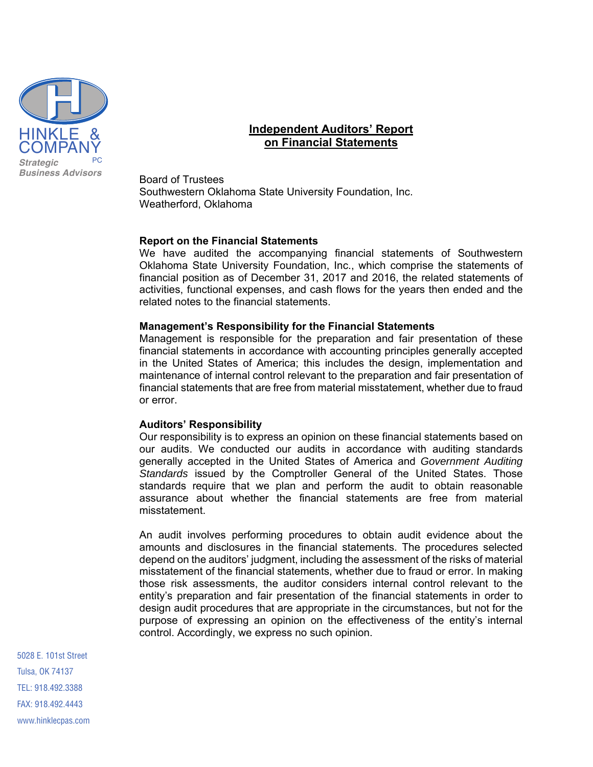HINKLE & COMPANY PC

*Strategic Business Advisors*

## Independent Auditors' Report on Financial Statements

Board of Trustees
Southwestern Oklahoma State University Foundation, Inc.
Weatherford, Oklahoma

### Report on the Financial Statements

We have audited the accompanying financial statements of Southwestern Oklahoma State University Foundation, Inc., which comprise the statements of financial position as of December 31, 2017 and 2016, the related statements of activities, functional expenses, and cash flows for the years then ended and the related notes to the financial statements.

### Management's Responsibility for the Financial Statements

Management is responsible for the preparation and fair presentation of these financial statements in accordance with accounting principles generally accepted in the United States of America; this includes the design, implementation and maintenance of internal control relevant to the preparation and fair presentation of financial statements that are free from material misstatement, whether due to fraud or error.

### Auditors' Responsibility

Our responsibility is to express an opinion on these financial statements based on our audits. We conducted our audits in accordance with auditing standards generally accepted in the United States of America and *Government Auditing Standards* issued by the Comptroller General of the United States. Those standards require that we plan and perform the audit to obtain reasonable assurance about whether the financial statements are free from material misstatement.

An audit involves performing procedures to obtain audit evidence about the amounts and disclosures in the financial statements. The procedures selected depend on the auditors' judgment, including the assessment of the risks of material misstatement of the financial statements, whether due to fraud or error. In making those risk assessments, the auditor considers internal control relevant to the entity's preparation and fair presentation of the financial statements in order to design audit procedures that are appropriate in the circumstances, but not for the purpose of expressing an opinion on the effectiveness of the entity's internal control. Accordingly, we express no such opinion.

5028 E. 101st Street
Tulsa, OK 74137
TEL: 918.492.3388
FAX: 918.492.4443
www.hinklecpas.com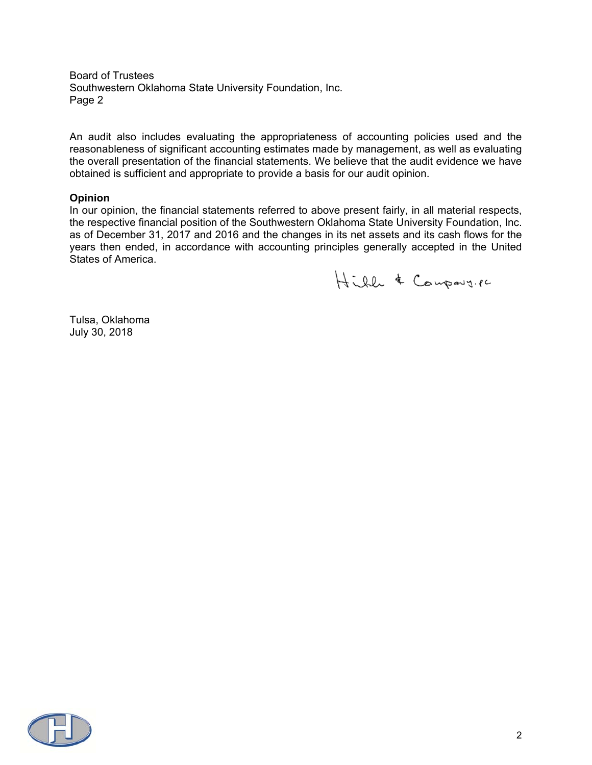Board of Trustees
Southwestern Oklahoma State University Foundation, Inc.
Page 2

An audit also includes evaluating the appropriateness of accounting policies used and the reasonableness of significant accounting estimates made by management, as well as evaluating the overall presentation of the financial statements. We believe that the audit evidence we have obtained is sufficient and appropriate to provide a basis for our audit opinion.

**Opinion**

In our opinion, the financial statements referred to above present fairly, in all material respects, the respective financial position of the Southwestern Oklahoma State University Foundation, Inc. as of December 31, 2017 and 2016 and the changes in its net assets and its cash flows for the years then ended, in accordance with accounting principles generally accepted in the United States of America.

Hinkle & Company, PC

Tulsa, Oklahoma
July 30, 2018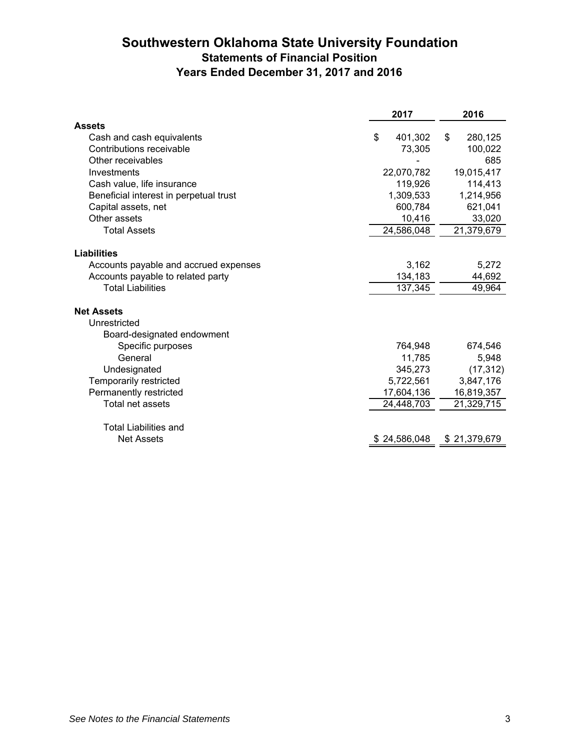# Southwestern Oklahoma State University Foundation

## Statements of Financial Position

## Years Ended December 31, 2017 and 2016

| | 2017 | 2016 |
|---|---|---|
| **Assets** | | |
| Cash and cash equivalents | $ 401,302 | $ 280,125 |
| Contributions receivable | 73,305 | 100,022 |
| Other receivables | - | 685 |
| Investments | 22,070,782 | 19,015,417 |
| Cash value, life insurance | 119,926 | 114,413 |
| Beneficial interest in perpetual trust | 1,309,533 | 1,214,956 |
| Capital assets, net | 600,784 | 621,041 |
| Other assets | 10,416 | 33,020 |
| Total Assets | 24,586,048 | 21,379,679 |
| **Liabilities** | | |
| Accounts payable and accrued expenses | 3,162 | 5,272 |
| Accounts payable to related party | 134,183 | 44,692 |
| Total Liabilities | 137,345 | 49,964 |
| **Net Assets** | | |
| Unrestricted | | |
| Board-designated endowment | | |
| Specific purposes | 764,948 | 674,546 |
| General | 11,785 | 5,948 |
| Undesignated | 345,273 | (17,312) |
| Temporarily restricted | 5,722,561 | 3,847,176 |
| Permanently restricted | 17,604,136 | 16,819,357 |
| Total net assets | 24,448,703 | 21,329,715 |
| Total Liabilities and Net Assets | $ 24,586,048 | $ 21,379,679 |

*See Notes to the Financial Statements*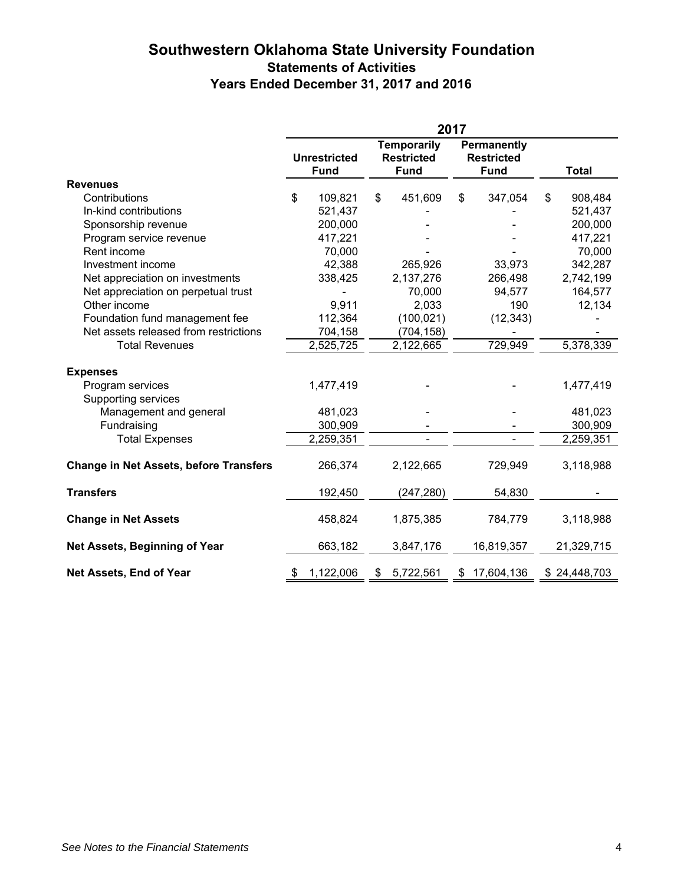# Southwestern Oklahoma State University Foundation

## Statements of Activities

## Years Ended December 31, 2017 and 2016

| | 2017 | | | |
|---|---|---|---|---|
| | Unrestricted Fund | Temporarily Restricted Fund | Permanently Restricted Fund | Total |
| **Revenues** | | | | |
| Contributions | $ 109,821 | $ 451,609 | $ 347,054 | $ 908,484 |
| In-kind contributions | 521,437 | - | - | 521,437 |
| Sponsorship revenue | 200,000 | - | - | 200,000 |
| Program service revenue | 417,221 | - | - | 417,221 |
| Rent income | 70,000 | - | - | 70,000 |
| Investment income | 42,388 | 265,926 | 33,973 | 342,287 |
| Net appreciation on investments | 338,425 | 2,137,276 | 266,498 | 2,742,199 |
| Net appreciation on perpetual trust | - | 70,000 | 94,577 | 164,577 |
| Other income | 9,911 | 2,033 | 190 | 12,134 |
| Foundation fund management fee | 112,364 | (100,021) | (12,343) | - |
| Net assets released from restrictions | 704,158 | (704,158) | - | - |
| Total Revenues | 2,525,725 | 2,122,665 | 729,949 | 5,378,339 |
| **Expenses** | | | | |
| Program services | 1,477,419 | - | - | 1,477,419 |
| Supporting services | | | | |
| Management and general | 481,023 | - | - | 481,023 |
| Fundraising | 300,909 | - | - | 300,909 |
| Total Expenses | 2,259,351 | - | - | 2,259,351 |
| **Change in Net Assets, before Transfers** | 266,374 | 2,122,665 | 729,949 | 3,118,988 |
| **Transfers** | 192,450 | (247,280) | 54,830 | - |
| **Change in Net Assets** | 458,824 | 1,875,385 | 784,779 | 3,118,988 |
| **Net Assets, Beginning of Year** | 663,182 | 3,847,176 | 16,819,357 | 21,329,715 |
| **Net Assets, End of Year** | $ 1,122,006 | $ 5,722,561 | $ 17,604,136 | $ 24,448,703 |

*See Notes to the Financial Statements*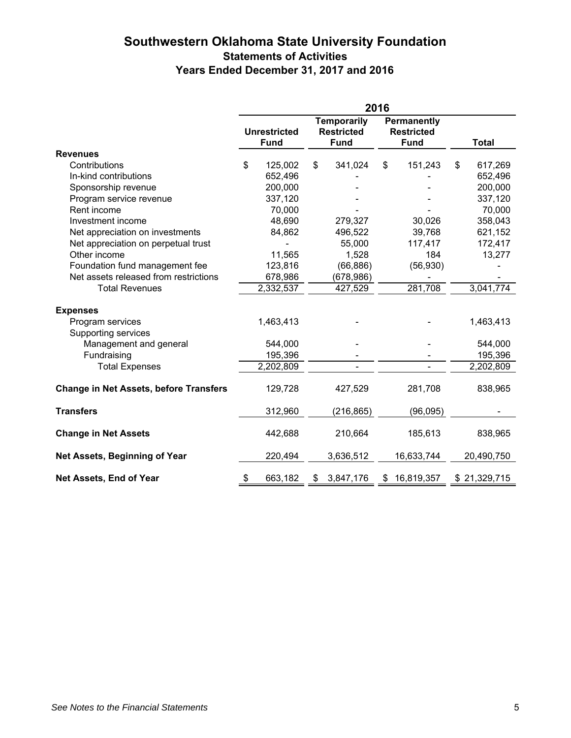# Southwestern Oklahoma State University Foundation
## Statements of Activities
## Years Ended December 31, 2017 and 2016

| | 2016 | | | |
|---|---|---|---|---|
| | Unrestricted Fund | Temporarily Restricted Fund | Permanently Restricted Fund | Total |
| **Revenues** | | | | |
| Contributions | $ 125,002 | $ 341,024 | $ 151,243 | $ 617,269 |
| In-kind contributions | 652,496 | - | - | 652,496 |
| Sponsorship revenue | 200,000 | - | - | 200,000 |
| Program service revenue | 337,120 | - | - | 337,120 |
| Rent income | 70,000 | - | - | 70,000 |
| Investment income | 48,690 | 279,327 | 30,026 | 358,043 |
| Net appreciation on investments | 84,862 | 496,522 | 39,768 | 621,152 |
| Net appreciation on perpetual trust | - | 55,000 | 117,417 | 172,417 |
| Other income | 11,565 | 1,528 | 184 | 13,277 |
| Foundation fund management fee | 123,816 | (66,886) | (56,930) | - |
| Net assets released from restrictions | 678,986 | (678,986) | - | - |
| Total Revenues | 2,332,537 | 427,529 | 281,708 | 3,041,774 |
| **Expenses** | | | | |
| Program services | 1,463,413 | - | - | 1,463,413 |
| Supporting services | | | | |
| Management and general | 544,000 | - | - | 544,000 |
| Fundraising | 195,396 | - | - | 195,396 |
| Total Expenses | 2,202,809 | - | - | 2,202,809 |
| **Change in Net Assets, before Transfers** | 129,728 | 427,529 | 281,708 | 838,965 |
| **Transfers** | 312,960 | (216,865) | (96,095) | - |
| **Change in Net Assets** | 442,688 | 210,664 | 185,613 | 838,965 |
| **Net Assets, Beginning of Year** | 220,494 | 3,636,512 | 16,633,744 | 20,490,750 |
| **Net Assets, End of Year** | $ 663,182 | $ 3,847,176 | $ 16,819,357 | $ 21,329,715 |

*See Notes to the Financial Statements*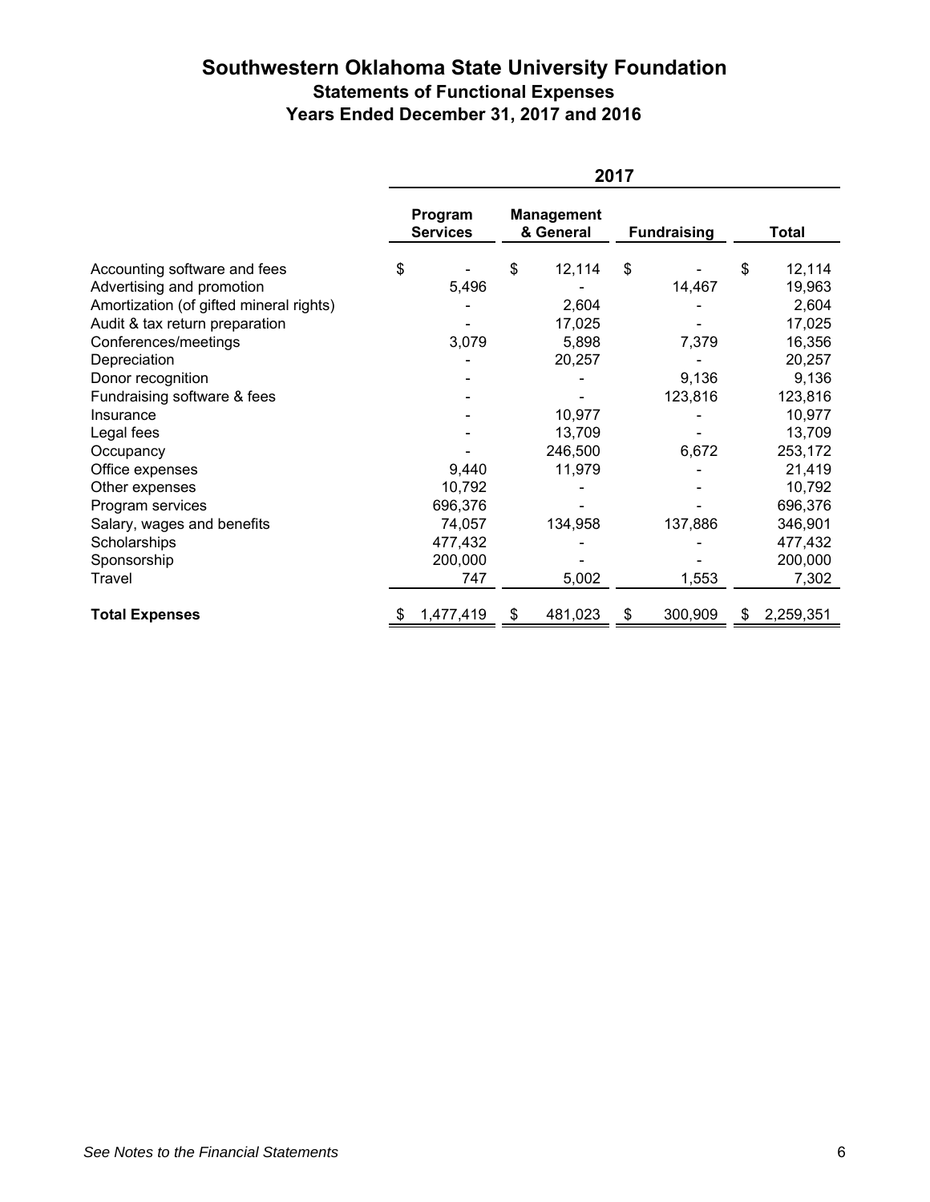# Southwestern Oklahoma State University Foundation
## Statements of Functional Expenses
## Years Ended December 31, 2017 and 2016

| | 2017 | | | |
|---|---|---|---|---|
| | Program Services | Management & General | Fundraising | Total |
| Accounting software and fees | $ - | $ 12,114 | $ - | $ 12,114 |
| Advertising and promotion | 5,496 | - | 14,467 | 19,963 |
| Amortization (of gifted mineral rights) | - | 2,604 | - | 2,604 |
| Audit & tax return preparation | - | 17,025 | - | 17,025 |
| Conferences/meetings | 3,079 | 5,898 | 7,379 | 16,356 |
| Depreciation | - | 20,257 | - | 20,257 |
| Donor recognition | - | - | 9,136 | 9,136 |
| Fundraising software & fees | - | - | 123,816 | 123,816 |
| Insurance | - | 10,977 | - | 10,977 |
| Legal fees | - | 13,709 | - | 13,709 |
| Occupancy | - | 246,500 | 6,672 | 253,172 |
| Office expenses | 9,440 | 11,979 | - | 21,419 |
| Other expenses | 10,792 | - | - | 10,792 |
| Program services | 696,376 | - | - | 696,376 |
| Salary, wages and benefits | 74,057 | 134,958 | 137,886 | 346,901 |
| Scholarships | 477,432 | - | - | 477,432 |
| Sponsorship | 200,000 | - | - | 200,000 |
| Travel | 747 | 5,002 | 1,553 | 7,302 |
| **Total Expenses** | $ 1,477,419 | $ 481,023 | $ 300,909 | $ 2,259,351 |

*See Notes to the Financial Statements*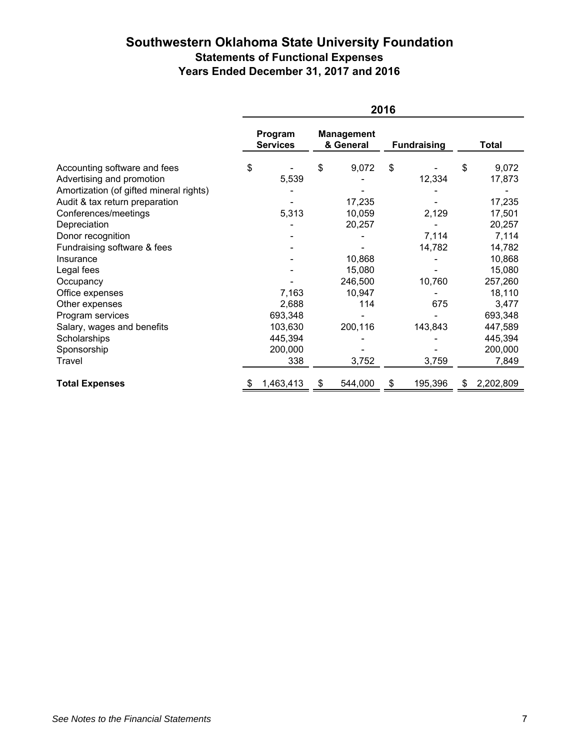# Southwestern Oklahoma State University Foundation

## Statements of Functional Expenses

## Years Ended December 31, 2017 and 2016

| | 2016 | | | |
|---|---|---|---|---|
| | Program Services | Management & General | Fundraising | Total |
| Accounting software and fees | $ - | $ 9,072 | $ - | $ 9,072 |
| Advertising and promotion | 5,539 | - | 12,334 | 17,873 |
| Amortization (of gifted mineral rights) | - | - | - | - |
| Audit & tax return preparation | - | 17,235 | - | 17,235 |
| Conferences/meetings | 5,313 | 10,059 | 2,129 | 17,501 |
| Depreciation | - | 20,257 | - | 20,257 |
| Donor recognition | - | - | 7,114 | 7,114 |
| Fundraising software & fees | - | - | 14,782 | 14,782 |
| Insurance | - | 10,868 | - | 10,868 |
| Legal fees | - | 15,080 | - | 15,080 |
| Occupancy | - | 246,500 | 10,760 | 257,260 |
| Office expenses | 7,163 | 10,947 | - | 18,110 |
| Other expenses | 2,688 | 114 | 675 | 3,477 |
| Program services | 693,348 | - | - | 693,348 |
| Salary, wages and benefits | 103,630 | 200,116 | 143,843 | 447,589 |
| Scholarships | 445,394 | - | - | 445,394 |
| Sponsorship | 200,000 | - | - | 200,000 |
| Travel | 338 | 3,752 | 3,759 | 7,849 |
| **Total Expenses** | $ 1,463,413 | $ 544,000 | $ 195,396 | $ 2,202,809 |

*See Notes to the Financial Statements*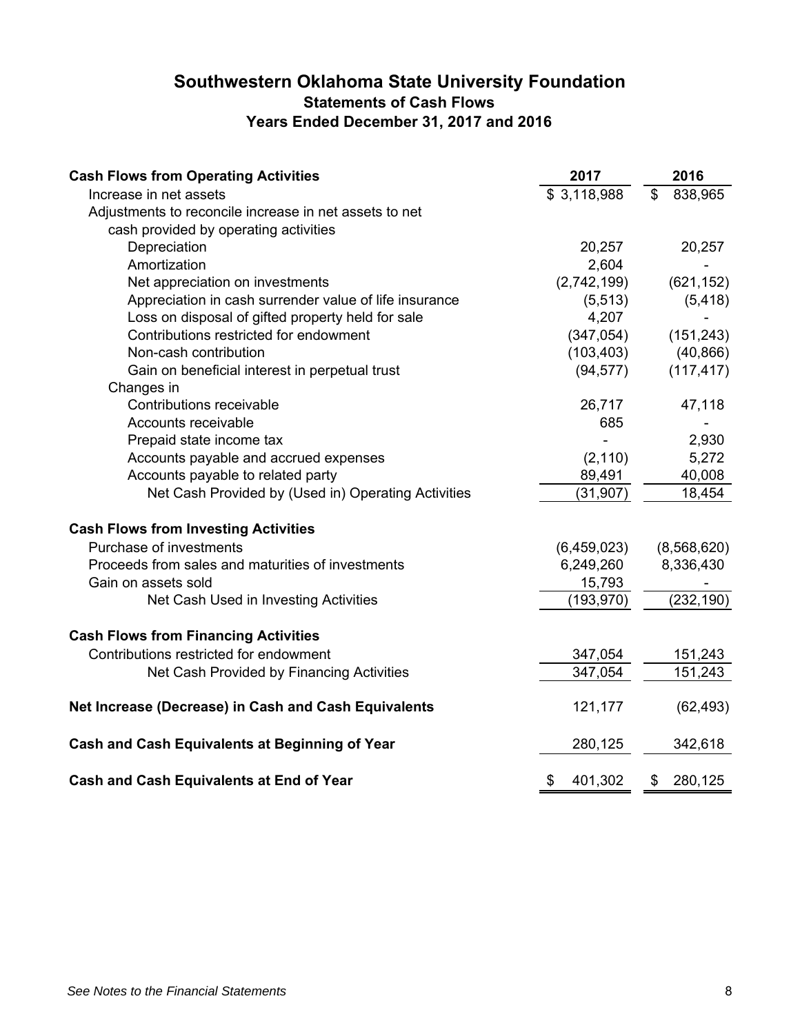# Southwestern Oklahoma State University Foundation

## Statements of Cash Flows

### Years Ended December 31, 2017 and 2016

| | 2017 | 2016 |
|---|---|---|
| **Cash Flows from Operating Activities** | | |
| Increase in net assets | $ 3,118,988 | $ 838,965 |
| Adjustments to reconcile increase in net assets to net cash provided by operating activities | | |
| Depreciation | 20,257 | 20,257 |
| Amortization | 2,604 | - |
| Net appreciation on investments | (2,742,199) | (621,152) |
| Appreciation in cash surrender value of life insurance | (5,513) | (5,418) |
| Loss on disposal of gifted property held for sale | 4,207 | - |
| Contributions restricted for endowment | (347,054) | (151,243) |
| Non-cash contribution | (103,403) | (40,866) |
| Gain on beneficial interest in perpetual trust | (94,577) | (117,417) |
| Changes in | | |
| Contributions receivable | 26,717 | 47,118 |
| Accounts receivable | 685 | - |
| Prepaid state income tax | - | 2,930 |
| Accounts payable and accrued expenses | (2,110) | 5,272 |
| Accounts payable to related party | 89,491 | 40,008 |
| Net Cash Provided by (Used in) Operating Activities | (31,907) | 18,454 |
| **Cash Flows from Investing Activities** | | |
| Purchase of investments | (6,459,023) | (8,568,620) |
| Proceeds from sales and maturities of investments | 6,249,260 | 8,336,430 |
| Gain on assets sold | 15,793 | - |
| Net Cash Used in Investing Activities | (193,970) | (232,190) |
| **Cash Flows from Financing Activities** | | |
| Contributions restricted for endowment | 347,054 | 151,243 |
| Net Cash Provided by Financing Activities | 347,054 | 151,243 |
| **Net Increase (Decrease) in Cash and Cash Equivalents** | 121,177 | (62,493) |
| **Cash and Cash Equivalents at Beginning of Year** | 280,125 | 342,618 |
| **Cash and Cash Equivalents at End of Year** | $ 401,302 | $ 280,125 |

*See Notes to the Financial Statements*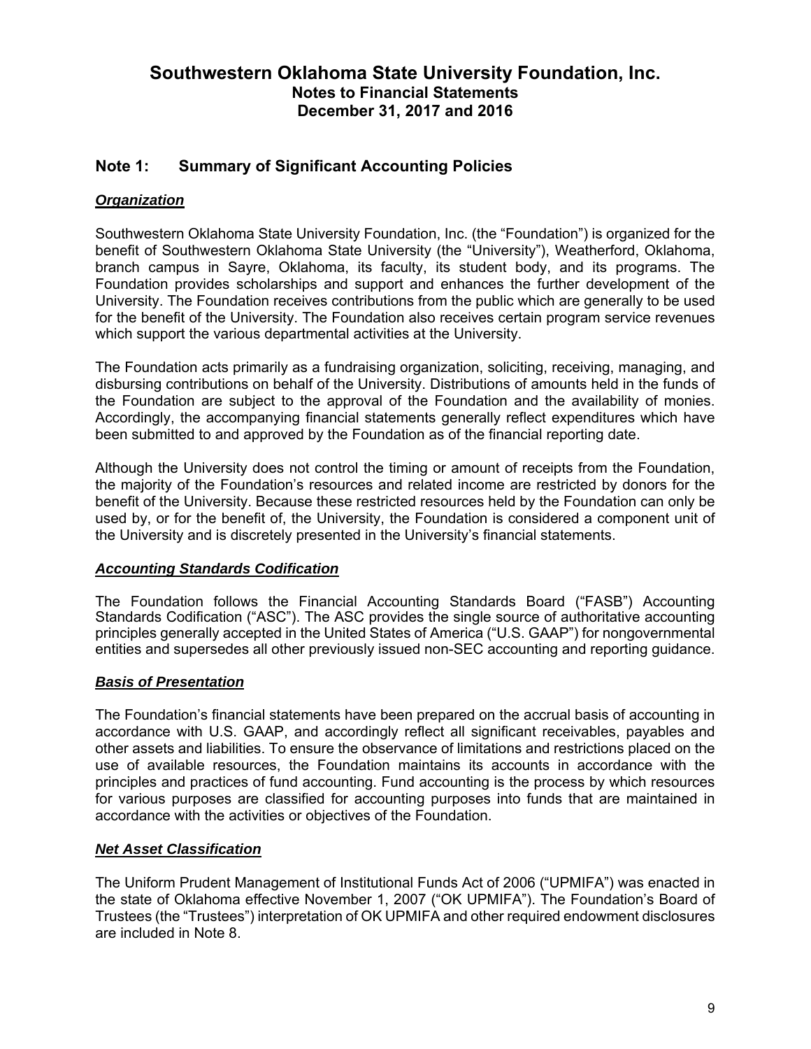# Southwestern Oklahoma State University Foundation, Inc.
## Notes to Financial Statements
## December 31, 2017 and 2016

## Note 1: Summary of Significant Accounting Policies

### ***Organization***

Southwestern Oklahoma State University Foundation, Inc. (the "Foundation") is organized for the benefit of Southwestern Oklahoma State University (the "University"), Weatherford, Oklahoma, branch campus in Sayre, Oklahoma, its faculty, its student body, and its programs. The Foundation provides scholarships and support and enhances the further development of the University. The Foundation receives contributions from the public which are generally to be used for the benefit of the University. The Foundation also receives certain program service revenues which support the various departmental activities at the University.

The Foundation acts primarily as a fundraising organization, soliciting, receiving, managing, and disbursing contributions on behalf of the University. Distributions of amounts held in the funds of the Foundation are subject to the approval of the Foundation and the availability of monies. Accordingly, the accompanying financial statements generally reflect expenditures which have been submitted to and approved by the Foundation as of the financial reporting date.

Although the University does not control the timing or amount of receipts from the Foundation, the majority of the Foundation's resources and related income are restricted by donors for the benefit of the University. Because these restricted resources held by the Foundation can only be used by, or for the benefit of, the University, the Foundation is considered a component unit of the University and is discretely presented in the University's financial statements.

### ***Accounting Standards Codification***

The Foundation follows the Financial Accounting Standards Board ("FASB") Accounting Standards Codification ("ASC"). The ASC provides the single source of authoritative accounting principles generally accepted in the United States of America ("U.S. GAAP") for nongovernmental entities and supersedes all other previously issued non-SEC accounting and reporting guidance.

### ***Basis of Presentation***

The Foundation's financial statements have been prepared on the accrual basis of accounting in accordance with U.S. GAAP, and accordingly reflect all significant receivables, payables and other assets and liabilities. To ensure the observance of limitations and restrictions placed on the use of available resources, the Foundation maintains its accounts in accordance with the principles and practices of fund accounting. Fund accounting is the process by which resources for various purposes are classified for accounting purposes into funds that are maintained in accordance with the activities or objectives of the Foundation.

### ***Net Asset Classification***

The Uniform Prudent Management of Institutional Funds Act of 2006 ("UPMIFA") was enacted in the state of Oklahoma effective November 1, 2007 ("OK UPMIFA"). The Foundation's Board of Trustees (the "Trustees") interpretation of OK UPMIFA and other required endowment disclosures are included in Note 8.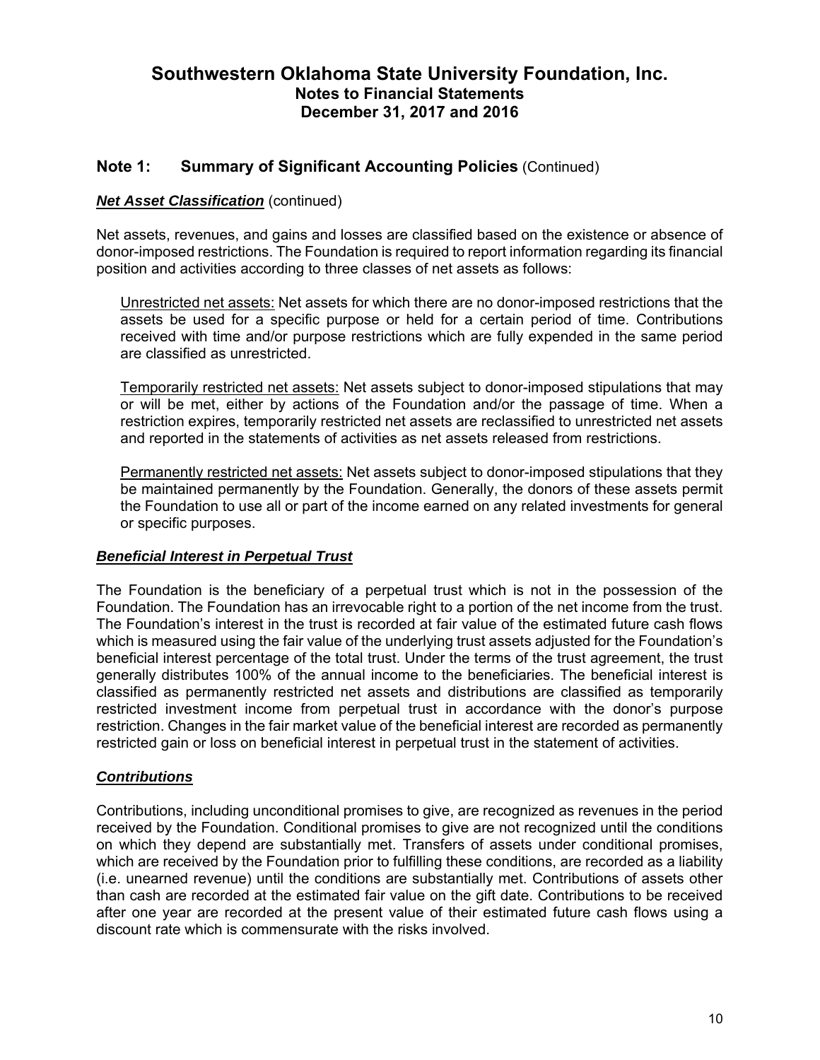## Note 1: Summary of Significant Accounting Policies (Continued)

### ***Net Asset Classification*** (continued)

Net assets, revenues, and gains and losses are classified based on the existence or absence of donor-imposed restrictions. The Foundation is required to report information regarding its financial position and activities according to three classes of net assets as follows:

Unrestricted net assets: Net assets for which there are no donor-imposed restrictions that the assets be used for a specific purpose or held for a certain period of time. Contributions received with time and/or purpose restrictions which are fully expended in the same period are classified as unrestricted.

Temporarily restricted net assets: Net assets subject to donor-imposed stipulations that may or will be met, either by actions of the Foundation and/or the passage of time. When a restriction expires, temporarily restricted net assets are reclassified to unrestricted net assets and reported in the statements of activities as net assets released from restrictions.

Permanently restricted net assets: Net assets subject to donor-imposed stipulations that they be maintained permanently by the Foundation. Generally, the donors of these assets permit the Foundation to use all or part of the income earned on any related investments for general or specific purposes.

### ***Beneficial Interest in Perpetual Trust***

The Foundation is the beneficiary of a perpetual trust which is not in the possession of the Foundation. The Foundation has an irrevocable right to a portion of the net income from the trust. The Foundation's interest in the trust is recorded at fair value of the estimated future cash flows which is measured using the fair value of the underlying trust assets adjusted for the Foundation's beneficial interest percentage of the total trust. Under the terms of the trust agreement, the trust generally distributes 100% of the annual income to the beneficiaries. The beneficial interest is classified as permanently restricted net assets and distributions are classified as temporarily restricted investment income from perpetual trust in accordance with the donor's purpose restriction. Changes in the fair market value of the beneficial interest are recorded as permanently restricted gain or loss on beneficial interest in perpetual trust in the statement of activities.

### ***Contributions***

Contributions, including unconditional promises to give, are recognized as revenues in the period received by the Foundation. Conditional promises to give are not recognized until the conditions on which they depend are substantially met. Transfers of assets under conditional promises, which are received by the Foundation prior to fulfilling these conditions, are recorded as a liability (i.e. unearned revenue) until the conditions are substantially met. Contributions of assets other than cash are recorded at the estimated fair value on the gift date. Contributions to be received after one year are recorded at the present value of their estimated future cash flows using a discount rate which is commensurate with the risks involved.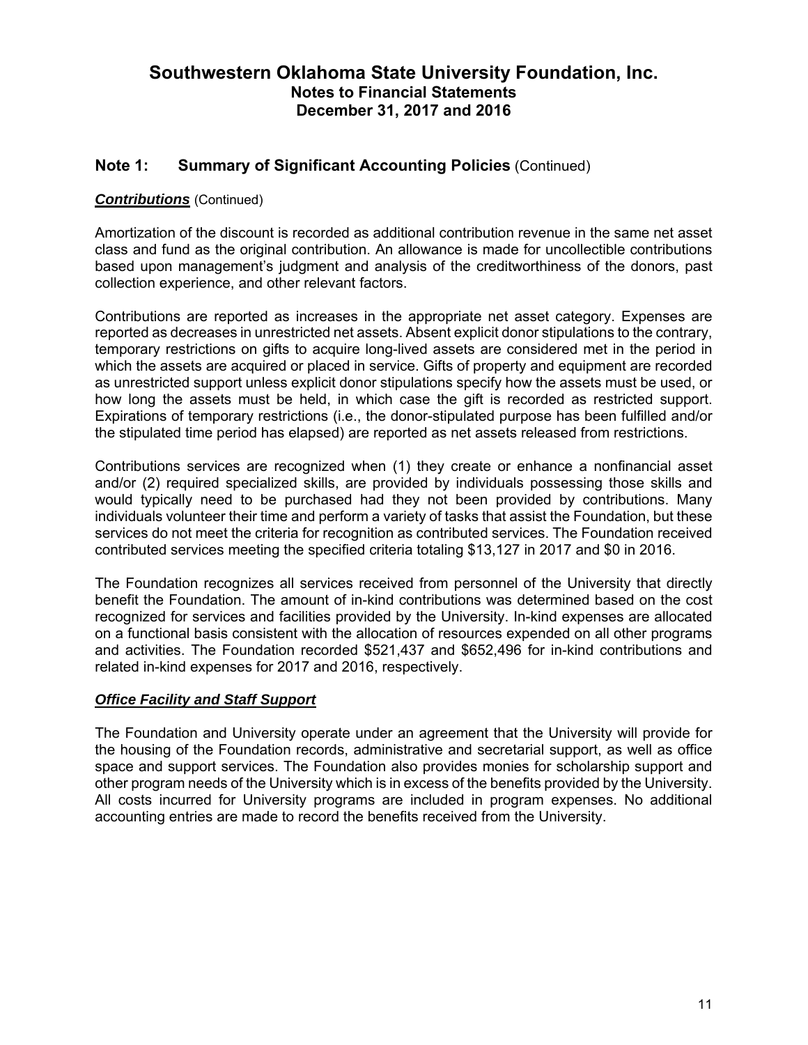## Note 1: Summary of Significant Accounting Policies (Continued)

***Contributions*** (Continued)

Amortization of the discount is recorded as additional contribution revenue in the same net asset class and fund as the original contribution. An allowance is made for uncollectible contributions based upon management's judgment and analysis of the creditworthiness of the donors, past collection experience, and other relevant factors.

Contributions are reported as increases in the appropriate net asset category. Expenses are reported as decreases in unrestricted net assets. Absent explicit donor stipulations to the contrary, temporary restrictions on gifts to acquire long-lived assets are considered met in the period in which the assets are acquired or placed in service. Gifts of property and equipment are recorded as unrestricted support unless explicit donor stipulations specify how the assets must be used, or how long the assets must be held, in which case the gift is recorded as restricted support. Expirations of temporary restrictions (i.e., the donor-stipulated purpose has been fulfilled and/or the stipulated time period has elapsed) are reported as net assets released from restrictions.

Contributions services are recognized when (1) they create or enhance a nonfinancial asset and/or (2) required specialized skills, are provided by individuals possessing those skills and would typically need to be purchased had they not been provided by contributions. Many individuals volunteer their time and perform a variety of tasks that assist the Foundation, but these services do not meet the criteria for recognition as contributed services. The Foundation received contributed services meeting the specified criteria totaling $13,127 in 2017 and $0 in 2016.

The Foundation recognizes all services received from personnel of the University that directly benefit the Foundation. The amount of in-kind contributions was determined based on the cost recognized for services and facilities provided by the University. In-kind expenses are allocated on a functional basis consistent with the allocation of resources expended on all other programs and activities. The Foundation recorded $521,437 and $652,496 for in-kind contributions and related in-kind expenses for 2017 and 2016, respectively.

***Office Facility and Staff Support***

The Foundation and University operate under an agreement that the University will provide for the housing of the Foundation records, administrative and secretarial support, as well as office space and support services. The Foundation also provides monies for scholarship support and other program needs of the University which is in excess of the benefits provided by the University. All costs incurred for University programs are included in program expenses. No additional accounting entries are made to record the benefits received from the University.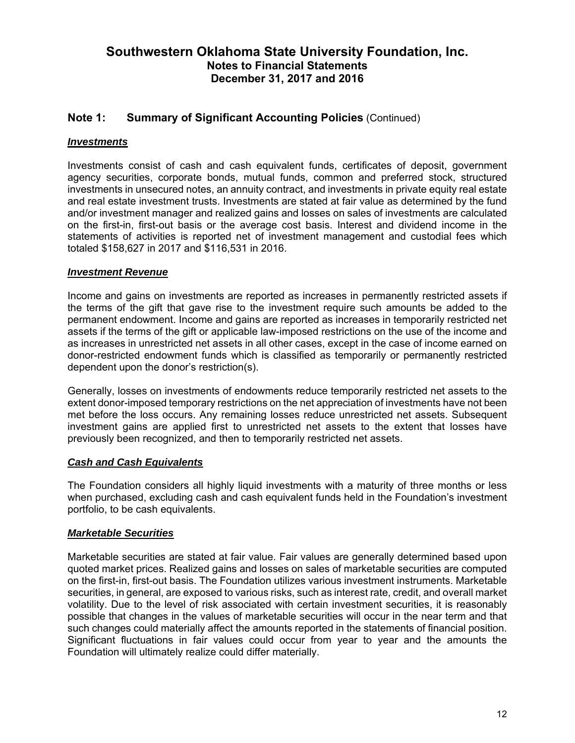## Note 1: Summary of Significant Accounting Policies (Continued)

### ***Investments***

Investments consist of cash and cash equivalent funds, certificates of deposit, government agency securities, corporate bonds, mutual funds, common and preferred stock, structured investments in unsecured notes, an annuity contract, and investments in private equity real estate and real estate investment trusts. Investments are stated at fair value as determined by the fund and/or investment manager and realized gains and losses on sales of investments are calculated on the first-in, first-out basis or the average cost basis. Interest and dividend income in the statements of activities is reported net of investment management and custodial fees which totaled $158,627 in 2017 and $116,531 in 2016.

### ***Investment Revenue***

Income and gains on investments are reported as increases in permanently restricted assets if the terms of the gift that gave rise to the investment require such amounts be added to the permanent endowment. Income and gains are reported as increases in temporarily restricted net assets if the terms of the gift or applicable law-imposed restrictions on the use of the income and as increases in unrestricted net assets in all other cases, except in the case of income earned on donor-restricted endowment funds which is classified as temporarily or permanently restricted dependent upon the donor's restriction(s).

Generally, losses on investments of endowments reduce temporarily restricted net assets to the extent donor-imposed temporary restrictions on the net appreciation of investments have not been met before the loss occurs. Any remaining losses reduce unrestricted net assets. Subsequent investment gains are applied first to unrestricted net assets to the extent that losses have previously been recognized, and then to temporarily restricted net assets.

### ***Cash and Cash Equivalents***

The Foundation considers all highly liquid investments with a maturity of three months or less when purchased, excluding cash and cash equivalent funds held in the Foundation's investment portfolio, to be cash equivalents.

### ***Marketable Securities***

Marketable securities are stated at fair value. Fair values are generally determined based upon quoted market prices. Realized gains and losses on sales of marketable securities are computed on the first-in, first-out basis. The Foundation utilizes various investment instruments. Marketable securities, in general, are exposed to various risks, such as interest rate, credit, and overall market volatility. Due to the level of risk associated with certain investment securities, it is reasonably possible that changes in the values of marketable securities will occur in the near term and that such changes could materially affect the amounts reported in the statements of financial position. Significant fluctuations in fair values could occur from year to year and the amounts the Foundation will ultimately realize could differ materially.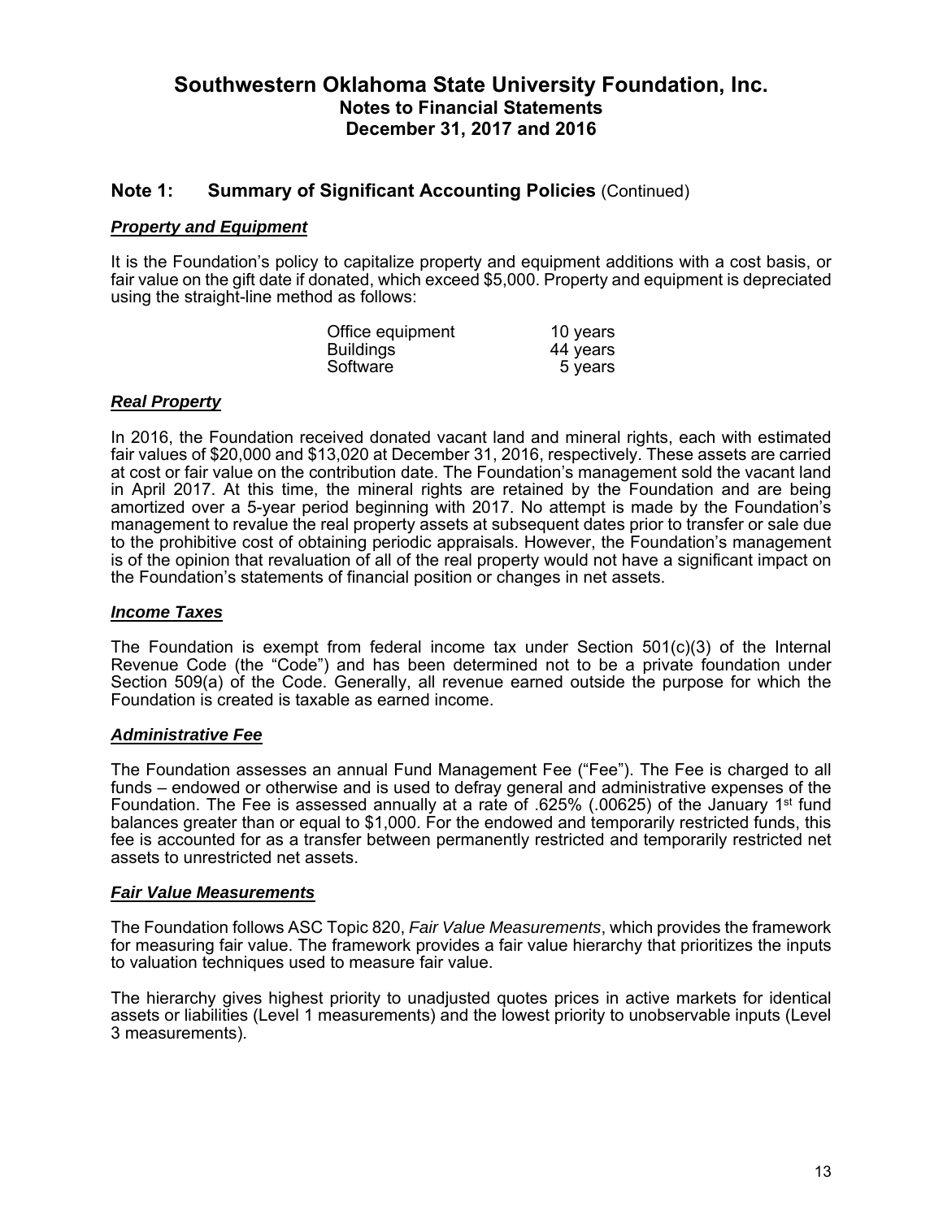# Southwestern Oklahoma State University Foundation, Inc.
## Notes to Financial Statements
## December 31, 2017 and 2016

### Note 1: Summary of Significant Accounting Policies (Continued)

***Property and Equipment***

It is the Foundation's policy to capitalize property and equipment additions with a cost basis, or fair value on the gift date if donated, which exceed $5,000. Property and equipment is depreciated using the straight-line method as follows:

| | |
|---|---|
| Office equipment | 10 years |
| Buildings | 44 years |
| Software | 5 years |

***Real Property***

In 2016, the Foundation received donated vacant land and mineral rights, each with estimated fair values of $20,000 and $13,020 at December 31, 2016, respectively. These assets are carried at cost or fair value on the contribution date. The Foundation's management sold the vacant land in April 2017. At this time, the mineral rights are retained by the Foundation and are being amortized over a 5-year period beginning with 2017. No attempt is made by the Foundation's management to revalue the real property assets at subsequent dates prior to transfer or sale due to the prohibitive cost of obtaining periodic appraisals. However, the Foundation's management is of the opinion that revaluation of all of the real property would not have a significant impact on the Foundation's statements of financial position or changes in net assets.

***Income Taxes***

The Foundation is exempt from federal income tax under Section 501(c)(3) of the Internal Revenue Code (the "Code") and has been determined not to be a private foundation under Section 509(a) of the Code. Generally, all revenue earned outside the purpose for which the Foundation is created is taxable as earned income.

***Administrative Fee***

The Foundation assesses an annual Fund Management Fee ("Fee"). The Fee is charged to all funds – endowed or otherwise and is used to defray general and administrative expenses of the Foundation. The Fee is assessed annually at a rate of .625% (.00625) of the January 1st fund balances greater than or equal to $1,000. For the endowed and temporarily restricted funds, this fee is accounted for as a transfer between permanently restricted and temporarily restricted net assets to unrestricted net assets.

***Fair Value Measurements***

The Foundation follows ASC Topic 820, *Fair Value Measurements*, which provides the framework for measuring fair value. The framework provides a fair value hierarchy that prioritizes the inputs to valuation techniques used to measure fair value.

The hierarchy gives highest priority to unadjusted quotes prices in active markets for identical assets or liabilities (Level 1 measurements) and the lowest priority to unobservable inputs (Level 3 measurements).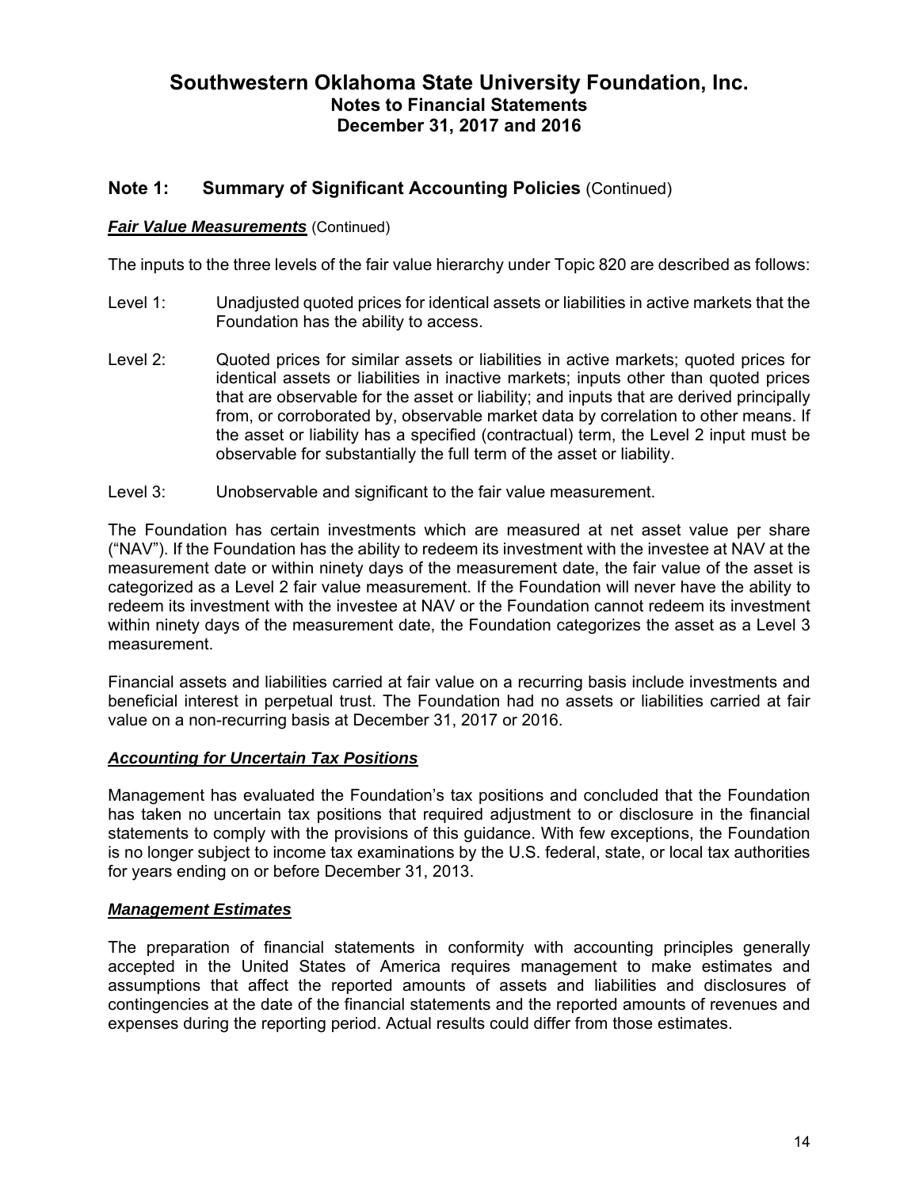## Note 1: Summary of Significant Accounting Policies (Continued)

### ***Fair Value Measurements*** (Continued)

The inputs to the three levels of the fair value hierarchy under Topic 820 are described as follows:

Level 1: Unadjusted quoted prices for identical assets or liabilities in active markets that the Foundation has the ability to access.

Level 2: Quoted prices for similar assets or liabilities in active markets; quoted prices for identical assets or liabilities in inactive markets; inputs other than quoted prices that are observable for the asset or liability; and inputs that are derived principally from, or corroborated by, observable market data by correlation to other means. If the asset or liability has a specified (contractual) term, the Level 2 input must be observable for substantially the full term of the asset or liability.

Level 3: Unobservable and significant to the fair value measurement.

The Foundation has certain investments which are measured at net asset value per share ("NAV"). If the Foundation has the ability to redeem its investment with the investee at NAV at the measurement date or within ninety days of the measurement date, the fair value of the asset is categorized as a Level 2 fair value measurement. If the Foundation will never have the ability to redeem its investment with the investee at NAV or the Foundation cannot redeem its investment within ninety days of the measurement date, the Foundation categorizes the asset as a Level 3 measurement.

Financial assets and liabilities carried at fair value on a recurring basis include investments and beneficial interest in perpetual trust. The Foundation had no assets or liabilities carried at fair value on a non-recurring basis at December 31, 2017 or 2016.

### ***Accounting for Uncertain Tax Positions***

Management has evaluated the Foundation's tax positions and concluded that the Foundation has taken no uncertain tax positions that required adjustment to or disclosure in the financial statements to comply with the provisions of this guidance. With few exceptions, the Foundation is no longer subject to income tax examinations by the U.S. federal, state, or local tax authorities for years ending on or before December 31, 2013.

### ***Management Estimates***

The preparation of financial statements in conformity with accounting principles generally accepted in the United States of America requires management to make estimates and assumptions that affect the reported amounts of assets and liabilities and disclosures of contingencies at the date of the financial statements and the reported amounts of revenues and expenses during the reporting period. Actual results could differ from those estimates.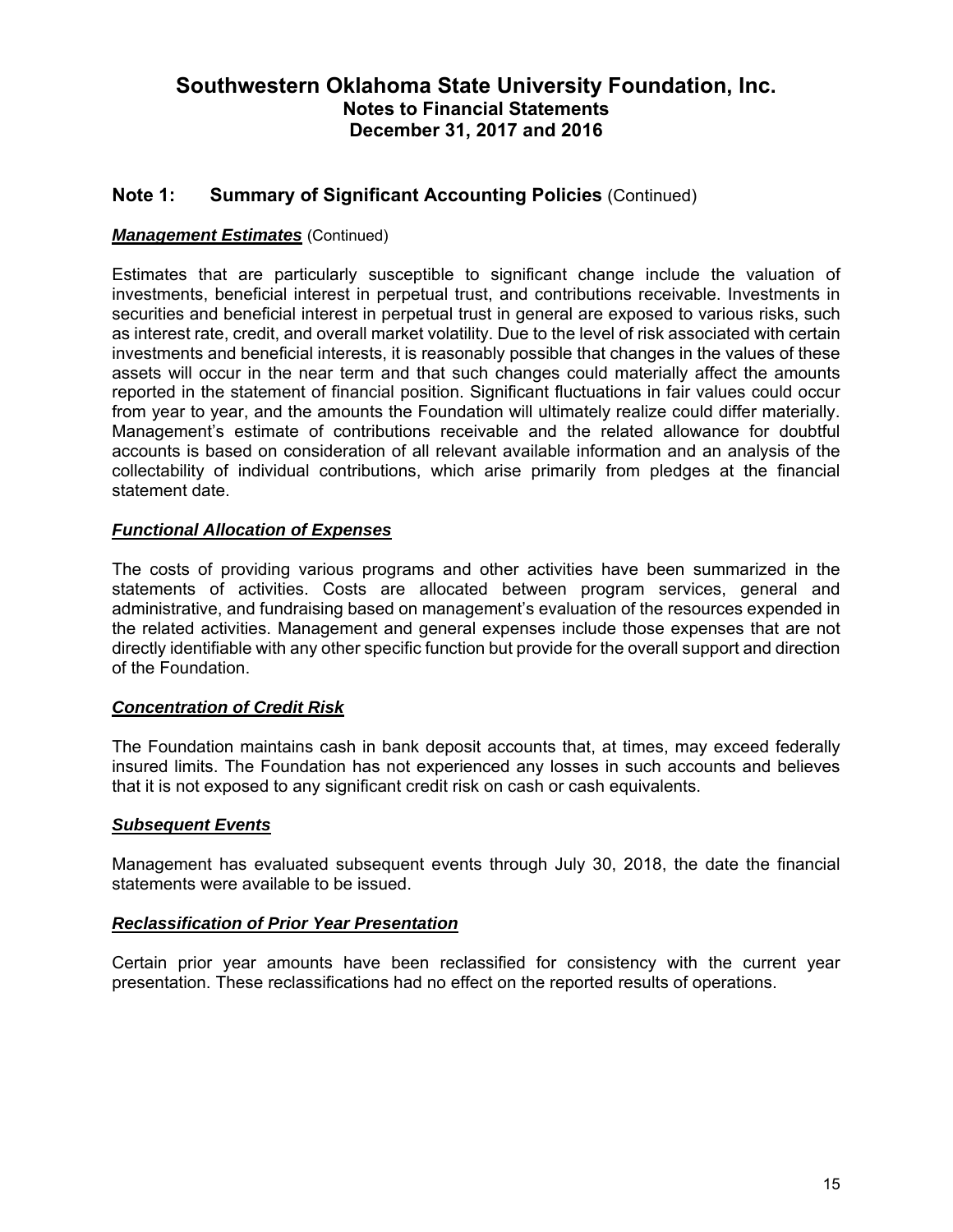# Southwestern Oklahoma State University Foundation, Inc.
## Notes to Financial Statements
## December 31, 2017 and 2016

## Note 1: Summary of Significant Accounting Policies (Continued)

***Management Estimates*** (Continued)

Estimates that are particularly susceptible to significant change include the valuation of investments, beneficial interest in perpetual trust, and contributions receivable. Investments in securities and beneficial interest in perpetual trust in general are exposed to various risks, such as interest rate, credit, and overall market volatility. Due to the level of risk associated with certain investments and beneficial interests, it is reasonably possible that changes in the values of these assets will occur in the near term and that such changes could materially affect the amounts reported in the statement of financial position. Significant fluctuations in fair values could occur from year to year, and the amounts the Foundation will ultimately realize could differ materially. Management's estimate of contributions receivable and the related allowance for doubtful accounts is based on consideration of all relevant available information and an analysis of the collectability of individual contributions, which arise primarily from pledges at the financial statement date.

***Functional Allocation of Expenses***

The costs of providing various programs and other activities have been summarized in the statements of activities. Costs are allocated between program services, general and administrative, and fundraising based on management's evaluation of the resources expended in the related activities. Management and general expenses include those expenses that are not directly identifiable with any other specific function but provide for the overall support and direction of the Foundation.

***Concentration of Credit Risk***

The Foundation maintains cash in bank deposit accounts that, at times, may exceed federally insured limits. The Foundation has not experienced any losses in such accounts and believes that it is not exposed to any significant credit risk on cash or cash equivalents.

***Subsequent Events***

Management has evaluated subsequent events through July 30, 2018, the date the financial statements were available to be issued.

***Reclassification of Prior Year Presentation***

Certain prior year amounts have been reclassified for consistency with the current year presentation. These reclassifications had no effect on the reported results of operations.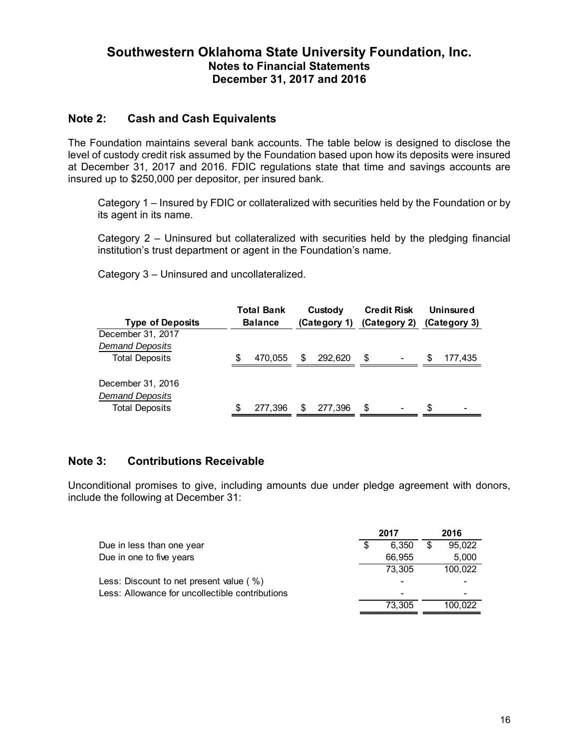# Southwestern Oklahoma State University Foundation, Inc.
## Notes to Financial Statements
## December 31, 2017 and 2016

### Note 2: Cash and Cash Equivalents

The Foundation maintains several bank accounts. The table below is designed to disclose the level of custody credit risk assumed by the Foundation based upon how its deposits were insured at December 31, 2017 and 2016. FDIC regulations state that time and savings accounts are insured up to $250,000 per depositor, per insured bank.

Category 1 – Insured by FDIC or collateralized with securities held by the Foundation or by its agent in its name.

Category 2 – Uninsured but collateralized with securities held by the pledging financial institution's trust department or agent in the Foundation's name.

Category 3 – Uninsured and uncollateralized.

| Type of Deposits | Total Bank Balance | Custody (Category 1) | Credit Risk (Category 2) | Uninsured (Category 3) |
|---|---|---|---|---|
| December 31, 2017 | | | | |
| *Demand Deposits* | | | | |
| Total Deposits | $ 470,055 | $ 292,620 | $ - | $ 177,435 |
| December 31, 2016 | | | | |
| *Demand Deposits* | | | | |
| Total Deposits | $ 277,396 | $ 277,396 | $ - | $ - |

### Note 3: Contributions Receivable

Unconditional promises to give, including amounts due under pledge agreement with donors, include the following at December 31:

| | 2017 | 2016 |
|---|---|---|
| Due in less than one year | $ 6,350 | $ 95,022 |
| Due in one to five years | 66,955 | 5,000 |
| | 73,305 | 100,022 |
| Less: Discount to net present value ( %) | - | - |
| Less: Allowance for uncollectible contributions | - | - |
| | 73,305 | 100,022 |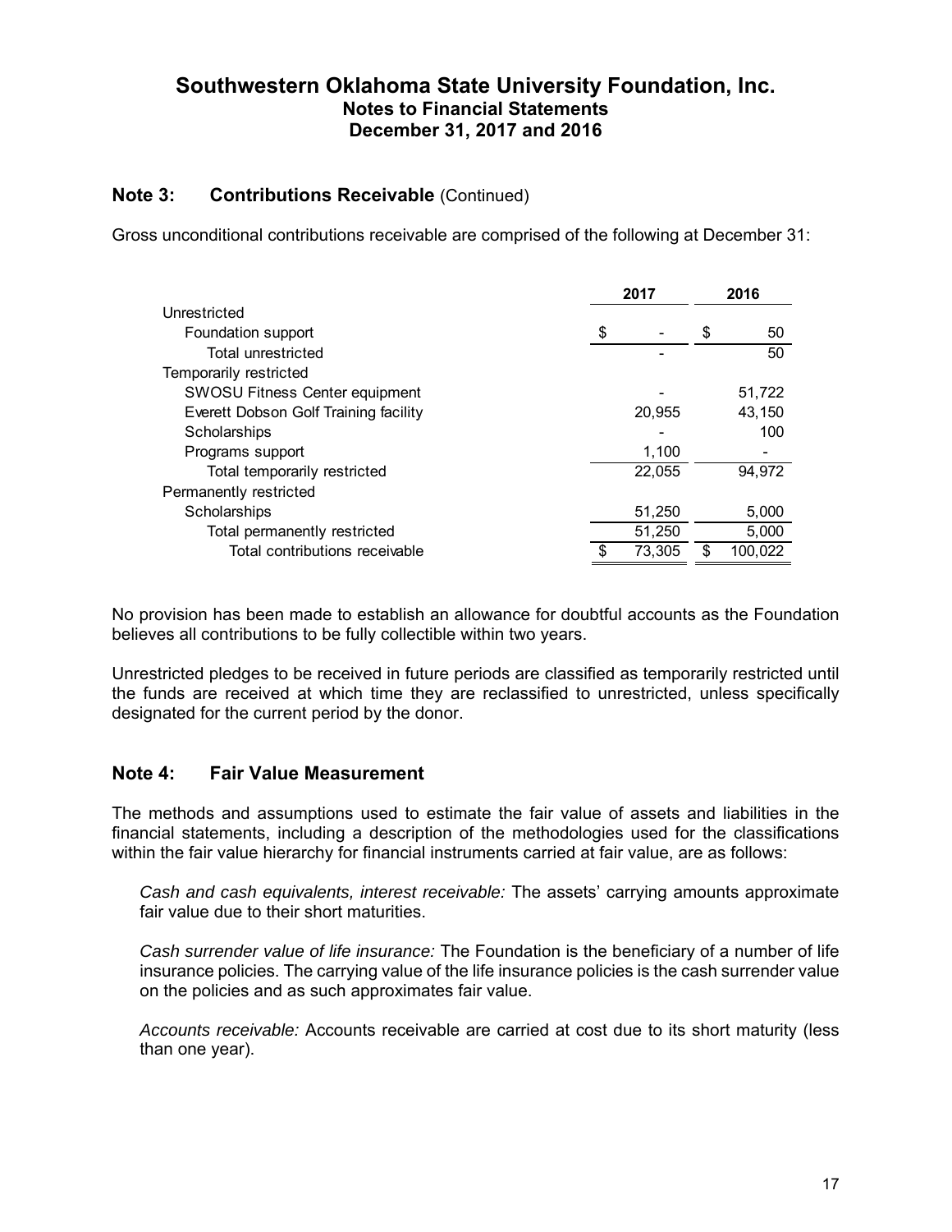# Southwestern Oklahoma State University Foundation, Inc.
## Notes to Financial Statements
## December 31, 2017 and 2016

### Note 3: Contributions Receivable (Continued)

Gross unconditional contributions receivable are comprised of the following at December 31:

| | 2017 | 2016 |
|---|---|---|
| Unrestricted | | |
| Foundation support | $ - | $ 50 |
| Total unrestricted | - | 50 |
| Temporarily restricted | | |
| SWOSU Fitness Center equipment | - | 51,722 |
| Everett Dobson Golf Training facility | 20,955 | 43,150 |
| Scholarships | - | 100 |
| Programs support | 1,100 | - |
| Total temporarily restricted | 22,055 | 94,972 |
| Permanently restricted | | |
| Scholarships | 51,250 | 5,000 |
| Total permanently restricted | 51,250 | 5,000 |
| Total contributions receivable | $ 73,305 | $ 100,022 |

No provision has been made to establish an allowance for doubtful accounts as the Foundation believes all contributions to be fully collectible within two years.

Unrestricted pledges to be received in future periods are classified as temporarily restricted until the funds are received at which time they are reclassified to unrestricted, unless specifically designated for the current period by the donor.

### Note 4: Fair Value Measurement

The methods and assumptions used to estimate the fair value of assets and liabilities in the financial statements, including a description of the methodologies used for the classifications within the fair value hierarchy for financial instruments carried at fair value, are as follows:

*Cash and cash equivalents, interest receivable:* The assets' carrying amounts approximate fair value due to their short maturities.

*Cash surrender value of life insurance:* The Foundation is the beneficiary of a number of life insurance policies. The carrying value of the life insurance policies is the cash surrender value on the policies and as such approximates fair value.

*Accounts receivable:* Accounts receivable are carried at cost due to its short maturity (less than one year).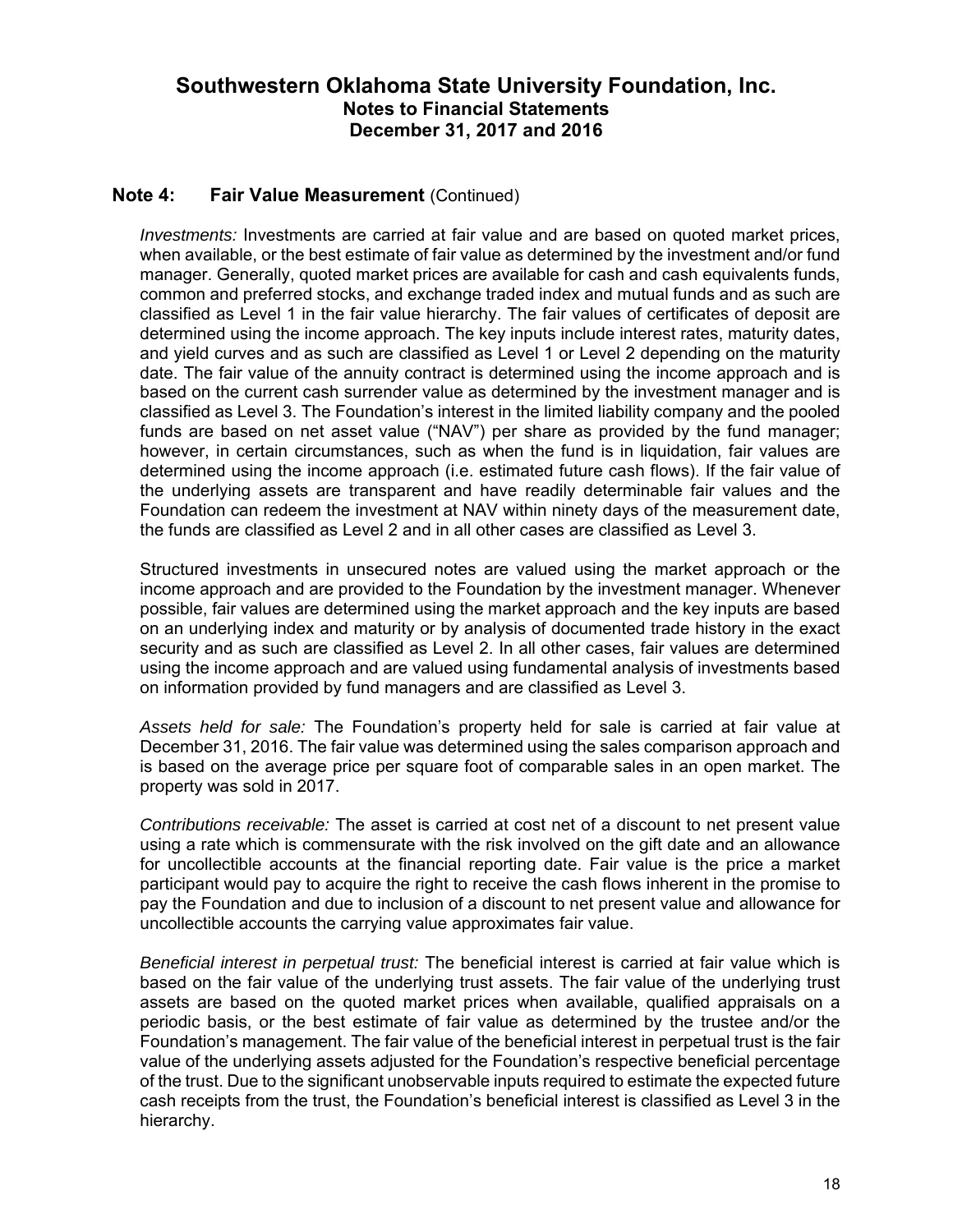## Note 4: Fair Value Measurement (Continued)

*Investments:* Investments are carried at fair value and are based on quoted market prices, when available, or the best estimate of fair value as determined by the investment and/or fund manager. Generally, quoted market prices are available for cash and cash equivalents funds, common and preferred stocks, and exchange traded index and mutual funds and as such are classified as Level 1 in the fair value hierarchy. The fair values of certificates of deposit are determined using the income approach. The key inputs include interest rates, maturity dates, and yield curves and as such are classified as Level 1 or Level 2 depending on the maturity date. The fair value of the annuity contract is determined using the income approach and is based on the current cash surrender value as determined by the investment manager and is classified as Level 3. The Foundation's interest in the limited liability company and the pooled funds are based on net asset value ("NAV") per share as provided by the fund manager; however, in certain circumstances, such as when the fund is in liquidation, fair values are determined using the income approach (i.e. estimated future cash flows). If the fair value of the underlying assets are transparent and have readily determinable fair values and the Foundation can redeem the investment at NAV within ninety days of the measurement date, the funds are classified as Level 2 and in all other cases are classified as Level 3.

Structured investments in unsecured notes are valued using the market approach or the income approach and are provided to the Foundation by the investment manager. Whenever possible, fair values are determined using the market approach and the key inputs are based on an underlying index and maturity or by analysis of documented trade history in the exact security and as such are classified as Level 2. In all other cases, fair values are determined using the income approach and are valued using fundamental analysis of investments based on information provided by fund managers and are classified as Level 3.

*Assets held for sale:* The Foundation's property held for sale is carried at fair value at December 31, 2016. The fair value was determined using the sales comparison approach and is based on the average price per square foot of comparable sales in an open market. The property was sold in 2017.

*Contributions receivable:* The asset is carried at cost net of a discount to net present value using a rate which is commensurate with the risk involved on the gift date and an allowance for uncollectible accounts at the financial reporting date. Fair value is the price a market participant would pay to acquire the right to receive the cash flows inherent in the promise to pay the Foundation and due to inclusion of a discount to net present value and allowance for uncollectible accounts the carrying value approximates fair value.

*Beneficial interest in perpetual trust:* The beneficial interest is carried at fair value which is based on the fair value of the underlying trust assets. The fair value of the underlying trust assets are based on the quoted market prices when available, qualified appraisals on a periodic basis, or the best estimate of fair value as determined by the trustee and/or the Foundation's management. The fair value of the beneficial interest in perpetual trust is the fair value of the underlying assets adjusted for the Foundation's respective beneficial percentage of the trust. Due to the significant unobservable inputs required to estimate the expected future cash receipts from the trust, the Foundation's beneficial interest is classified as Level 3 in the hierarchy.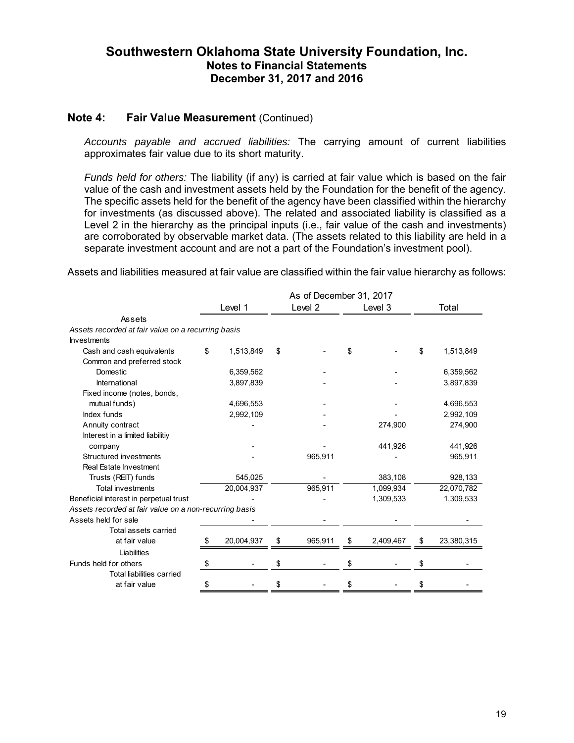# Southwestern Oklahoma State University Foundation, Inc.
## Notes to Financial Statements
## December 31, 2017 and 2016

### Note 4: Fair Value Measurement (Continued)

*Accounts payable and accrued liabilities:* The carrying amount of current liabilities approximates fair value due to its short maturity.

*Funds held for others:* The liability (if any) is carried at fair value which is based on the fair value of the cash and investment assets held by the Foundation for the benefit of the agency. The specific assets held for the benefit of the agency have been classified within the hierarchy for investments (as discussed above). The related and associated liability is classified as a Level 2 in the hierarchy as the principal inputs (i.e., fair value of the cash and investments) are corroborated by observable market data. (The assets related to this liability are held in a separate investment account and are not a part of the Foundation's investment pool).

Assets and liabilities measured at fair value are classified within the fair value hierarchy as follows:

| | As of December 31, 2017 | | | |
|---|---|---|---|---|
| | Level 1 | Level 2 | Level 3 | Total |
| Assets | | | | |
| *Assets recorded at fair value on a recurring basis* | | | | |
| Investments | | | | |
| Cash and cash equivalents | $ 1,513,849 | $ - | $ - | $ 1,513,849 |
| Common and preferred stock | | | | |
| Domestic | 6,359,562 | - | - | 6,359,562 |
| International | 3,897,839 | - | - | 3,897,839 |
| Fixed income (notes, bonds, mutual funds) | 4,696,553 | - | - | 4,696,553 |
| Index funds | 2,992,109 | - | - | 2,992,109 |
| Annuity contract | - | - | 274,900 | 274,900 |
| Interest in a limited liabilitiy company | - | - | 441,926 | 441,926 |
| Structured investments | - | 965,911 | - | 965,911 |
| Real Estate Investment Trusts (REIT) funds | 545,025 | - | 383,108 | 928,133 |
| Total investments | 20,004,937 | 965,911 | 1,099,934 | 22,070,782 |
| Beneficial interest in perpetual trust | - | - | 1,309,533 | 1,309,533 |
| *Assets recorded at fair value on a non-recurring basis* | | | | |
| Assets held for sale | - | - | - | - |
| Total assets carried at fair value | $ 20,004,937 | $ 965,911 | $ 2,409,467 | $ 23,380,315 |
| Liabilities | | | | |
| Funds held for others | $ - | $ - | $ - | $ - |
| Total liabilities carried at fair value | $ - | $ - | $ - | $ - |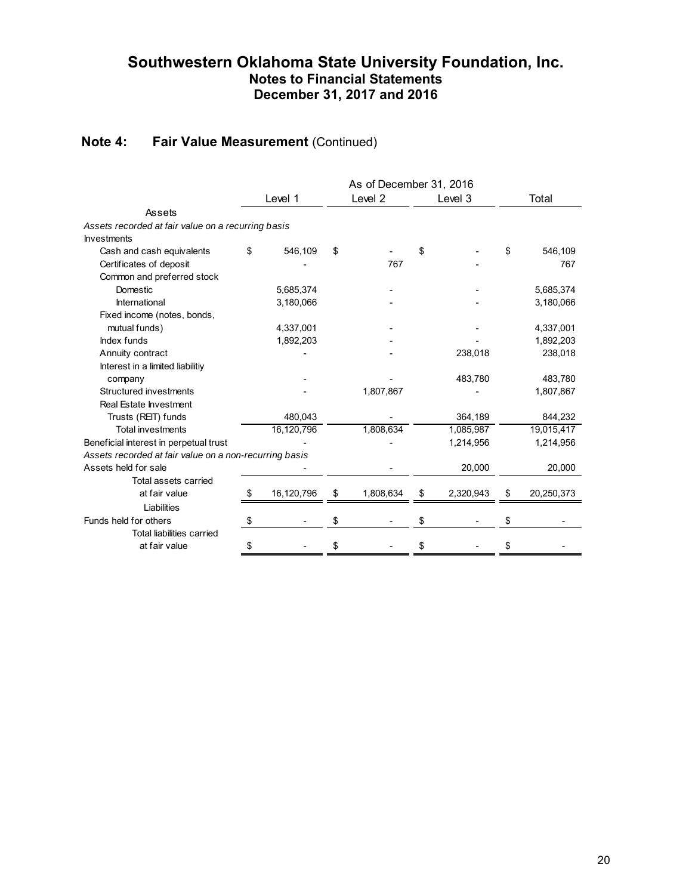# Southwestern Oklahoma State University Foundation, Inc.
## Notes to Financial Statements
## December 31, 2017 and 2016

### Note 4: Fair Value Measurement (Continued)

| | As of December 31, 2016 | | | |
|---|---|---|---|---|
| | Level 1 | Level 2 | Level 3 | Total |
| **Assets** | | | | |
| *Assets recorded at fair value on a recurring basis* | | | | |
| Investments | | | | |
| Cash and cash equivalents | $ 546,109 | $ - | $ - | $ 546,109 |
| Certificates of deposit | - | 767 | - | 767 |
| Common and preferred stock | | | | |
| Domestic | 5,685,374 | - | - | 5,685,374 |
| International | 3,180,066 | - | - | 3,180,066 |
| Fixed income (notes, bonds, mutual funds) | 4,337,001 | - | - | 4,337,001 |
| Index funds | 1,892,203 | - | - | 1,892,203 |
| Annuity contract | - | - | 238,018 | 238,018 |
| Interest in a limited liabilitiy company | - | - | 483,780 | 483,780 |
| Structured investments | - | 1,807,867 | - | 1,807,867 |
| Real Estate Investment Trusts (REIT) funds | 480,043 | - | 364,189 | 844,232 |
| Total investments | 16,120,796 | 1,808,634 | 1,085,987 | 19,015,417 |
| Beneficial interest in perpetual trust | - | - | 1,214,956 | 1,214,956 |
| *Assets recorded at fair value on a non-recurring basis* | | | | |
| Assets held for sale | - | - | 20,000 | 20,000 |
| Total assets carried at fair value | $ 16,120,796 | $ 1,808,634 | $ 2,320,943 | $ 20,250,373 |
| **Liabilities** | | | | |
| Funds held for others | $ - | $ - | $ - | $ - |
| Total liabilities carried at fair value | $ - | $ - | $ - | $ - |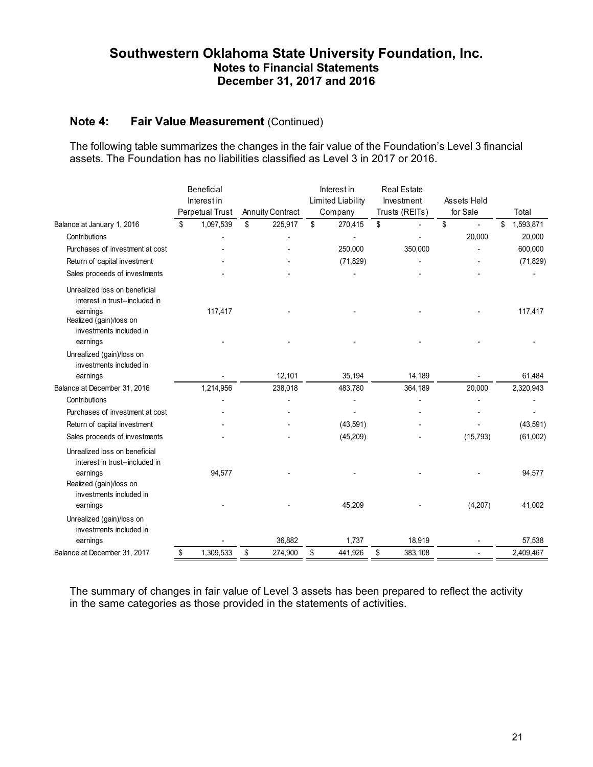# Southwestern Oklahoma State University Foundation, Inc.
## Notes to Financial Statements
## December 31, 2017 and 2016

### Note 4: Fair Value Measurement (Continued)

The following table summarizes the changes in the fair value of the Foundation's Level 3 financial assets. The Foundation has no liabilities classified as Level 3 in 2017 or 2016.

| | Beneficial Interest in Perpetual Trust | Annuity Contract | Interest in Limited Liability Company | Real Estate Investment Trusts (REITs) | Assets Held for Sale | Total |
|---|---|---|---|---|---|---|
| Balance at January 1, 2016 | $ 1,097,539 | $ 225,917 | $ 270,415 | $ - | $ - | $ 1,593,871 |
| Contributions | - | - | - | - | 20,000 | 20,000 |
| Purchases of investment at cost | - | - | 250,000 | 350,000 | - | 600,000 |
| Return of capital investment | - | - | (71,829) | - | - | (71,829) |
| Sales proceeds of investments | - | - | - | - | - | - |
| Unrealized loss on beneficial interest in trust--included in earnings | 117,417 | - | - | - | - | 117,417 |
| Realized (gain)/loss on investments included in earnings | - | - | - | - | - | - |
| Unrealized (gain)/loss on investments included in earnings | - | 12,101 | 35,194 | 14,189 | - | 61,484 |
| Balance at December 31, 2016 | 1,214,956 | 238,018 | 483,780 | 364,189 | 20,000 | 2,320,943 |
| Contributions | - | - | - | - | - | - |
| Purchases of investment at cost | - | - | - | - | - | - |
| Return of capital investment | - | - | (43,591) | - | - | (43,591) |
| Sales proceeds of investments | - | - | (45,209) | - | (15,793) | (61,002) |
| Unrealized loss on beneficial interest in trust--included in earnings | 94,577 | - | - | - | - | 94,577 |
| Realized (gain)/loss on investments included in earnings | - | - | 45,209 | - | (4,207) | 41,002 |
| Unrealized (gain)/loss on investments included in earnings | - | 36,882 | 1,737 | 18,919 | - | 57,538 |
| Balance at December 31, 2017 | $ 1,309,533 | $ 274,900 | $ 441,926 | $ 383,108 | - | 2,409,467 |

The summary of changes in fair value of Level 3 assets has been prepared to reflect the activity in the same categories as those provided in the statements of activities.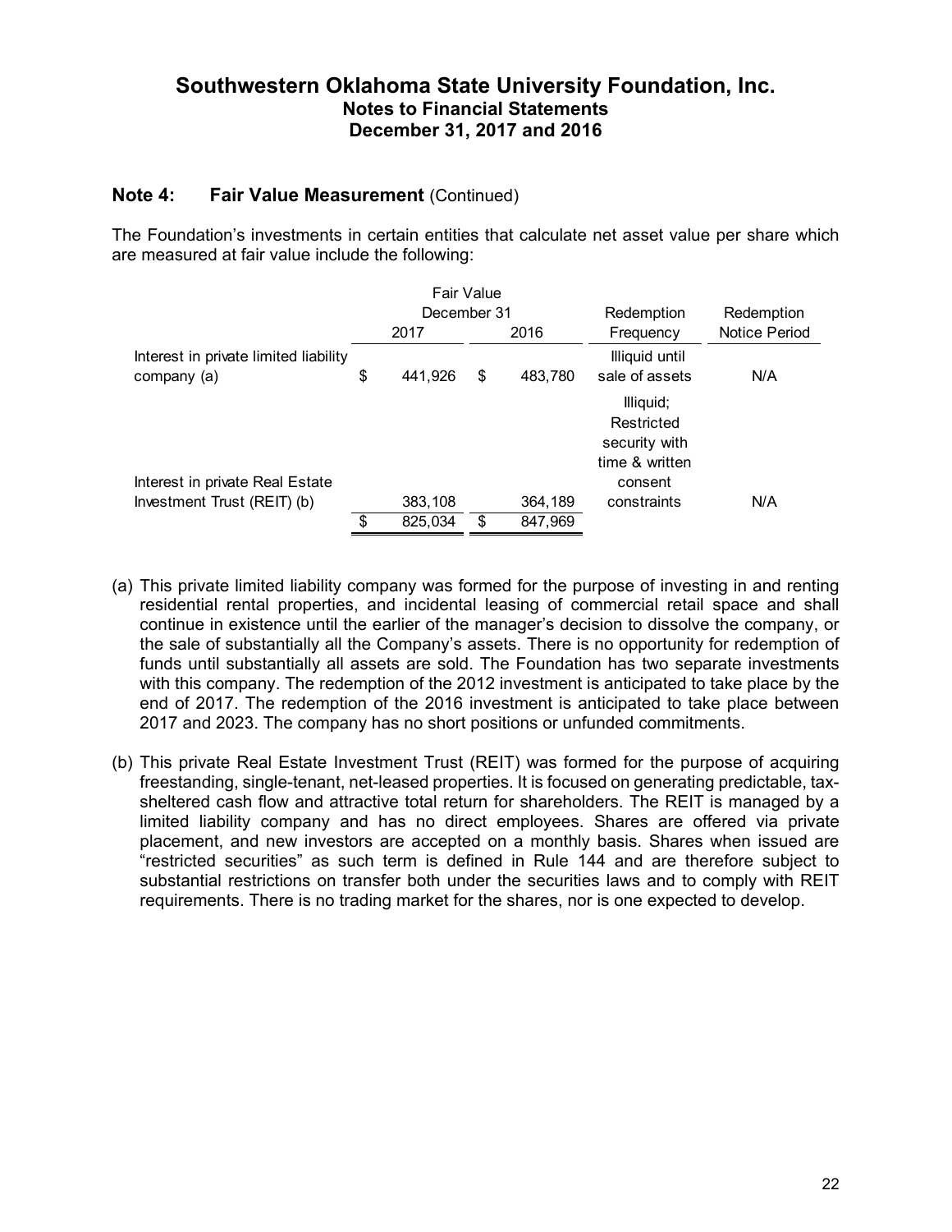## Note 4: Fair Value Measurement (Continued)

The Foundation's investments in certain entities that calculate net asset value per share which are measured at fair value include the following:

| | Fair Value December 31 | | Redemption | Redemption |
|---|---|---|---|---|
| | 2017 | 2016 | Frequency | Notice Period |
| Interest in private limited liability company (a) | $ 441,926 | $ 483,780 | Illiquid until sale of assets | N/A |
| Interest in private Real Estate Investment Trust (REIT) (b) | 383,108 | 364,189 | Illiquid; Restricted security with time & written consent constraints | N/A |
| | $ 825,034 | $ 847,969 | | |

(a) This private limited liability company was formed for the purpose of investing in and renting residential rental properties, and incidental leasing of commercial retail space and shall continue in existence until the earlier of the manager's decision to dissolve the company, or the sale of substantially all the Company's assets. There is no opportunity for redemption of funds until substantially all assets are sold. The Foundation has two separate investments with this company. The redemption of the 2012 investment is anticipated to take place by the end of 2017. The redemption of the 2016 investment is anticipated to take place between 2017 and 2023. The company has no short positions or unfunded commitments.

(b) This private Real Estate Investment Trust (REIT) was formed for the purpose of acquiring freestanding, single-tenant, net-leased properties. It is focused on generating predictable, tax-sheltered cash flow and attractive total return for shareholders. The REIT is managed by a limited liability company and has no direct employees. Shares are offered via private placement, and new investors are accepted on a monthly basis. Shares when issued are "restricted securities" as such term is defined in Rule 144 and are therefore subject to substantial restrictions on transfer both under the securities laws and to comply with REIT requirements. There is no trading market for the shares, nor is one expected to develop.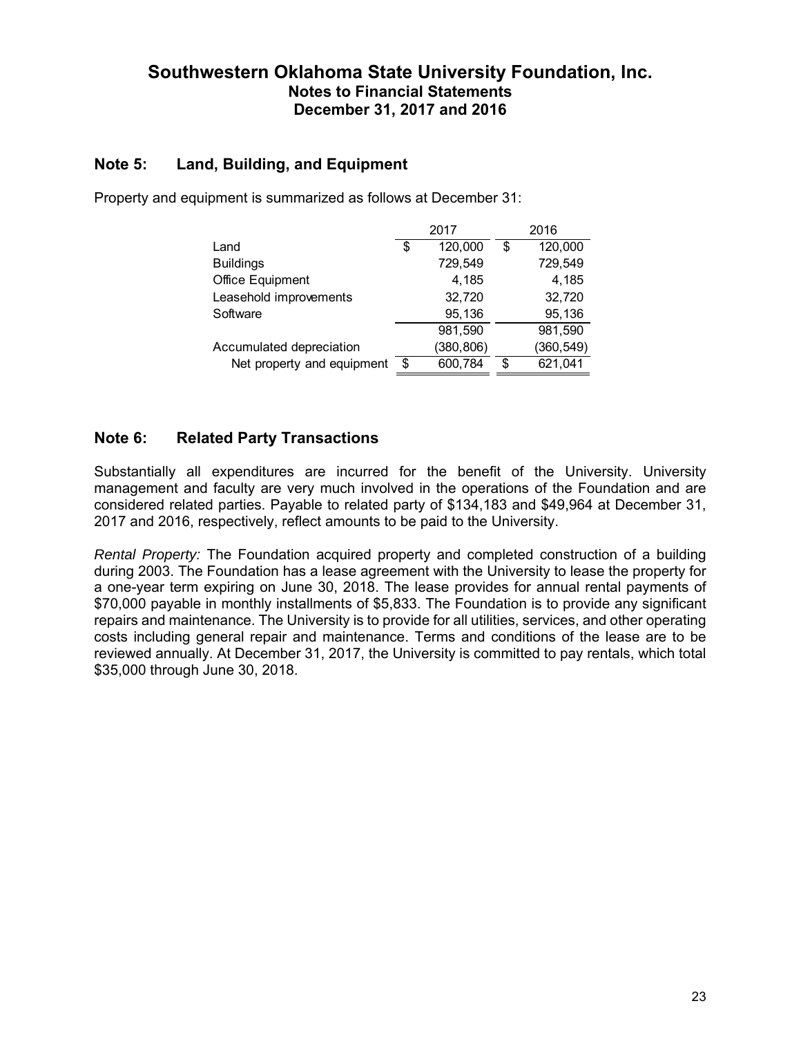# Southwestern Oklahoma State University Foundation, Inc.
## Notes to Financial Statements
## December 31, 2017 and 2016

### Note 5: Land, Building, and Equipment

Property and equipment is summarized as follows at December 31:

| | 2017 | 2016 |
|---|---|---|
| Land | $ 120,000 | $ 120,000 |
| Buildings | 729,549 | 729,549 |
| Office Equipment | 4,185 | 4,185 |
| Leasehold improvements | 32,720 | 32,720 |
| Software | 95,136 | 95,136 |
| | 981,590 | 981,590 |
| Accumulated depreciation | (380,806) | (360,549) |
| Net property and equipment | $ 600,784 | $ 621,041 |

### Note 6: Related Party Transactions

Substantially all expenditures are incurred for the benefit of the University. University management and faculty are very much involved in the operations of the Foundation and are considered related parties. Payable to related party of $134,183 and $49,964 at December 31, 2017 and 2016, respectively, reflect amounts to be paid to the University.

*Rental Property:* The Foundation acquired property and completed construction of a building during 2003. The Foundation has a lease agreement with the University to lease the property for a one-year term expiring on June 30, 2018. The lease provides for annual rental payments of $70,000 payable in monthly installments of $5,833. The Foundation is to provide any significant repairs and maintenance. The University is to provide for all utilities, services, and other operating costs including general repair and maintenance. Terms and conditions of the lease are to be reviewed annually. At December 31, 2017, the University is committed to pay rentals, which total $35,000 through June 30, 2018.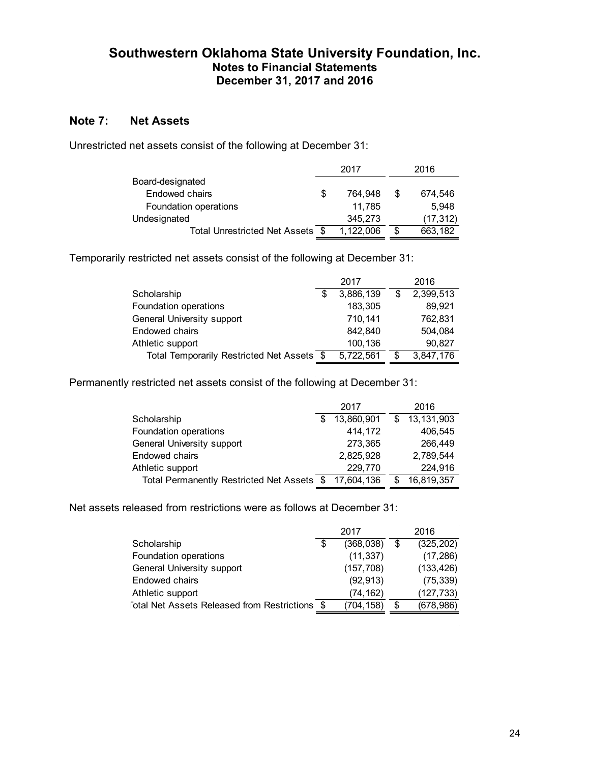# Southwestern Oklahoma State University Foundation, Inc.
## Notes to Financial Statements
## December 31, 2017 and 2016

### Note 7: Net Assets

Unrestricted net assets consist of the following at December 31:

| | 2017 | 2016 |
|---|---|---|
| Board-designated | | |
| Endowed chairs | $ 764,948 | $ 674,546 |
| Foundation operations | 11,785 | 5,948 |
| Undesignated | 345,273 | (17,312) |
| Total Unrestricted Net Assets | $ 1,122,006 | $ 663,182 |

Temporarily restricted net assets consist of the following at December 31:

| | 2017 | 2016 |
|---|---|---|
| Scholarship | $ 3,886,139 | $ 2,399,513 |
| Foundation operations | 183,305 | 89,921 |
| General University support | 710,141 | 762,831 |
| Endowed chairs | 842,840 | 504,084 |
| Athletic support | 100,136 | 90,827 |
| Total Temporarily Restricted Net Assets | $ 5,722,561 | $ 3,847,176 |

Permanently restricted net assets consist of the following at December 31:

| | 2017 | 2016 |
|---|---|---|
| Scholarship | $ 13,860,901 | $ 13,131,903 |
| Foundation operations | 414,172 | 406,545 |
| General University support | 273,365 | 266,449 |
| Endowed chairs | 2,825,928 | 2,789,544 |
| Athletic support | 229,770 | 224,916 |
| Total Permanently Restricted Net Assets | $ 17,604,136 | $ 16,819,357 |

Net assets released from restrictions were as follows at December 31:

| | 2017 | 2016 |
|---|---|---|
| Scholarship | $ (368,038) | $ (325,202) |
| Foundation operations | (11,337) | (17,286) |
| General University support | (157,708) | (133,426) |
| Endowed chairs | (92,913) | (75,339) |
| Athletic support | (74,162) | (127,733) |
| Total Net Assets Released from Restrictions | $ (704,158) | $ (678,986) |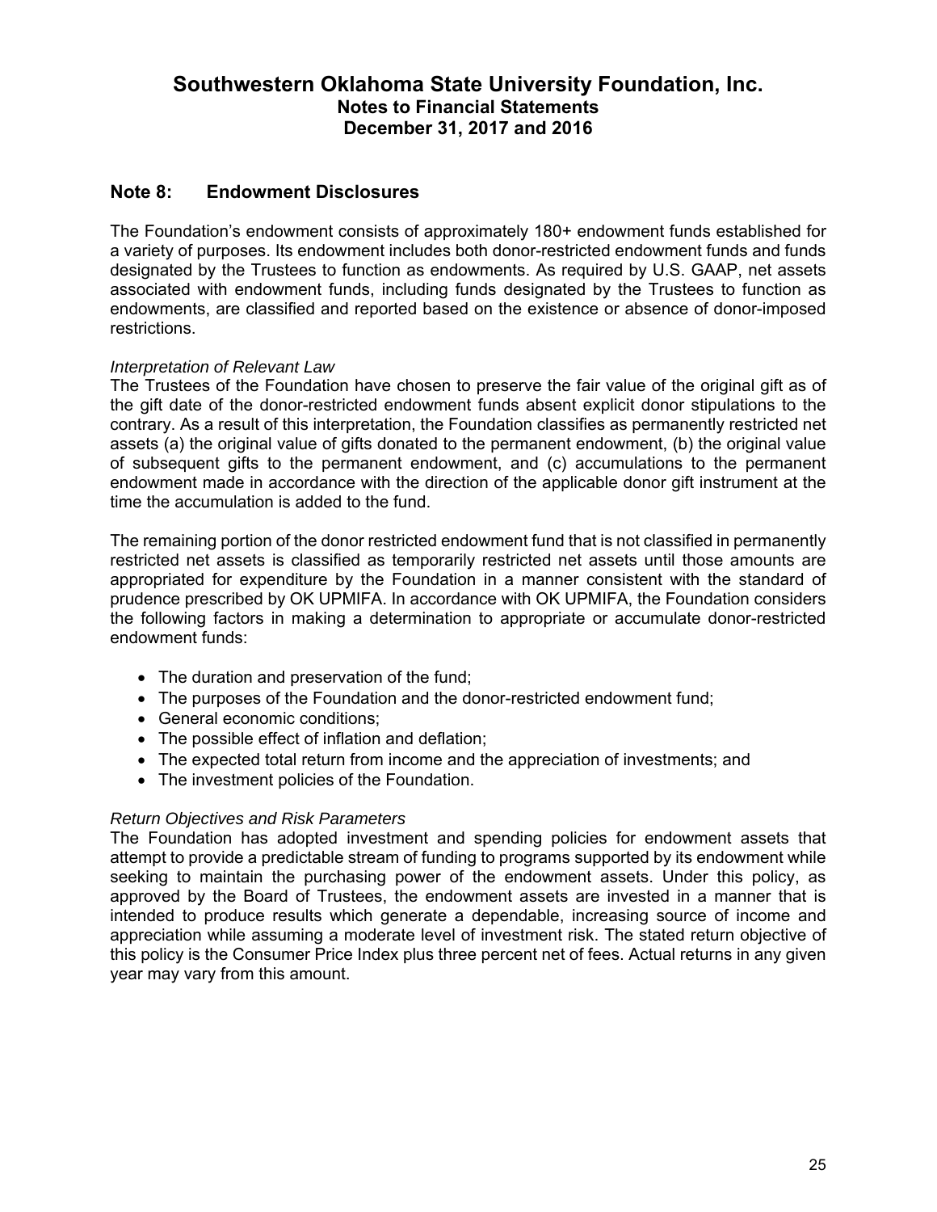## Note 8: Endowment Disclosures

The Foundation's endowment consists of approximately 180+ endowment funds established for a variety of purposes. Its endowment includes both donor-restricted endowment funds and funds designated by the Trustees to function as endowments. As required by U.S. GAAP, net assets associated with endowment funds, including funds designated by the Trustees to function as endowments, are classified and reported based on the existence or absence of donor-imposed restrictions.

*Interpretation of Relevant Law*

The Trustees of the Foundation have chosen to preserve the fair value of the original gift as of the gift date of the donor-restricted endowment funds absent explicit donor stipulations to the contrary. As a result of this interpretation, the Foundation classifies as permanently restricted net assets (a) the original value of gifts donated to the permanent endowment, (b) the original value of subsequent gifts to the permanent endowment, and (c) accumulations to the permanent endowment made in accordance with the direction of the applicable donor gift instrument at the time the accumulation is added to the fund.

The remaining portion of the donor restricted endowment fund that is not classified in permanently restricted net assets is classified as temporarily restricted net assets until those amounts are appropriated for expenditure by the Foundation in a manner consistent with the standard of prudence prescribed by OK UPMIFA. In accordance with OK UPMIFA, the Foundation considers the following factors in making a determination to appropriate or accumulate donor-restricted endowment funds:

- The duration and preservation of the fund;
- The purposes of the Foundation and the donor-restricted endowment fund;
- General economic conditions;
- The possible effect of inflation and deflation;
- The expected total return from income and the appreciation of investments; and
- The investment policies of the Foundation.

*Return Objectives and Risk Parameters*

The Foundation has adopted investment and spending policies for endowment assets that attempt to provide a predictable stream of funding to programs supported by its endowment while seeking to maintain the purchasing power of the endowment assets. Under this policy, as approved by the Board of Trustees, the endowment assets are invested in a manner that is intended to produce results which generate a dependable, increasing source of income and appreciation while assuming a moderate level of investment risk. The stated return objective of this policy is the Consumer Price Index plus three percent net of fees. Actual returns in any given year may vary from this amount.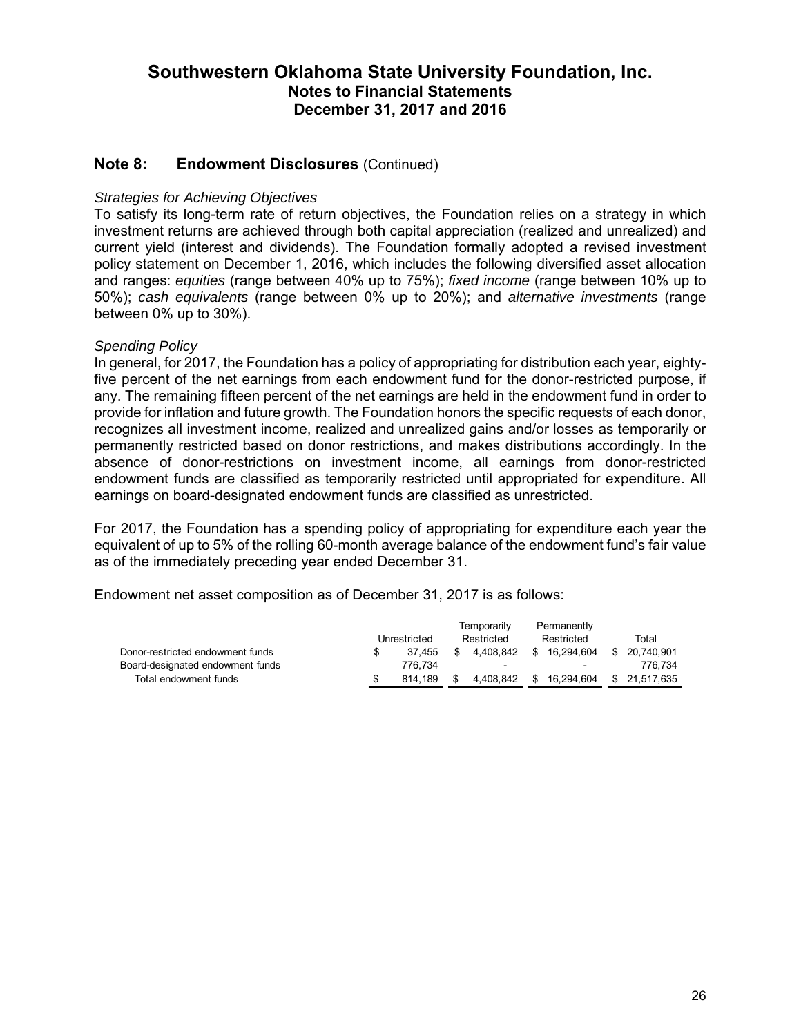## Note 8: Endowment Disclosures (Continued)

*Strategies for Achieving Objectives*

To satisfy its long-term rate of return objectives, the Foundation relies on a strategy in which investment returns are achieved through both capital appreciation (realized and unrealized) and current yield (interest and dividends). The Foundation formally adopted a revised investment policy statement on December 1, 2016, which includes the following diversified asset allocation and ranges: *equities* (range between 40% up to 75%); *fixed income* (range between 10% up to 50%); *cash equivalents* (range between 0% up to 20%); and *alternative investments* (range between 0% up to 30%).

*Spending Policy*

In general, for 2017, the Foundation has a policy of appropriating for distribution each year, eighty-five percent of the net earnings from each endowment fund for the donor-restricted purpose, if any. The remaining fifteen percent of the net earnings are held in the endowment fund in order to provide for inflation and future growth. The Foundation honors the specific requests of each donor, recognizes all investment income, realized and unrealized gains and/or losses as temporarily or permanently restricted based on donor restrictions, and makes distributions accordingly. In the absence of donor-restrictions on investment income, all earnings from donor-restricted endowment funds are classified as temporarily restricted until appropriated for expenditure. All earnings on board-designated endowment funds are classified as unrestricted.

For 2017, the Foundation has a spending policy of appropriating for expenditure each year the equivalent of up to 5% of the rolling 60-month average balance of the endowment fund's fair value as of the immediately preceding year ended December 31.

Endowment net asset composition as of December 31, 2017 is as follows:

| | Unrestricted | Temporarily Restricted | Permanently Restricted | Total |
|---|---|---|---|---|
| Donor-restricted endowment funds | $ 37,455 | $ 4,408,842 | $ 16,294,604 | $ 20,740,901 |
| Board-designated endowment funds | 776,734 | - | - | 776,734 |
| Total endowment funds | $ 814,189 | $ 4,408,842 | $ 16,294,604 | $ 21,517,635 |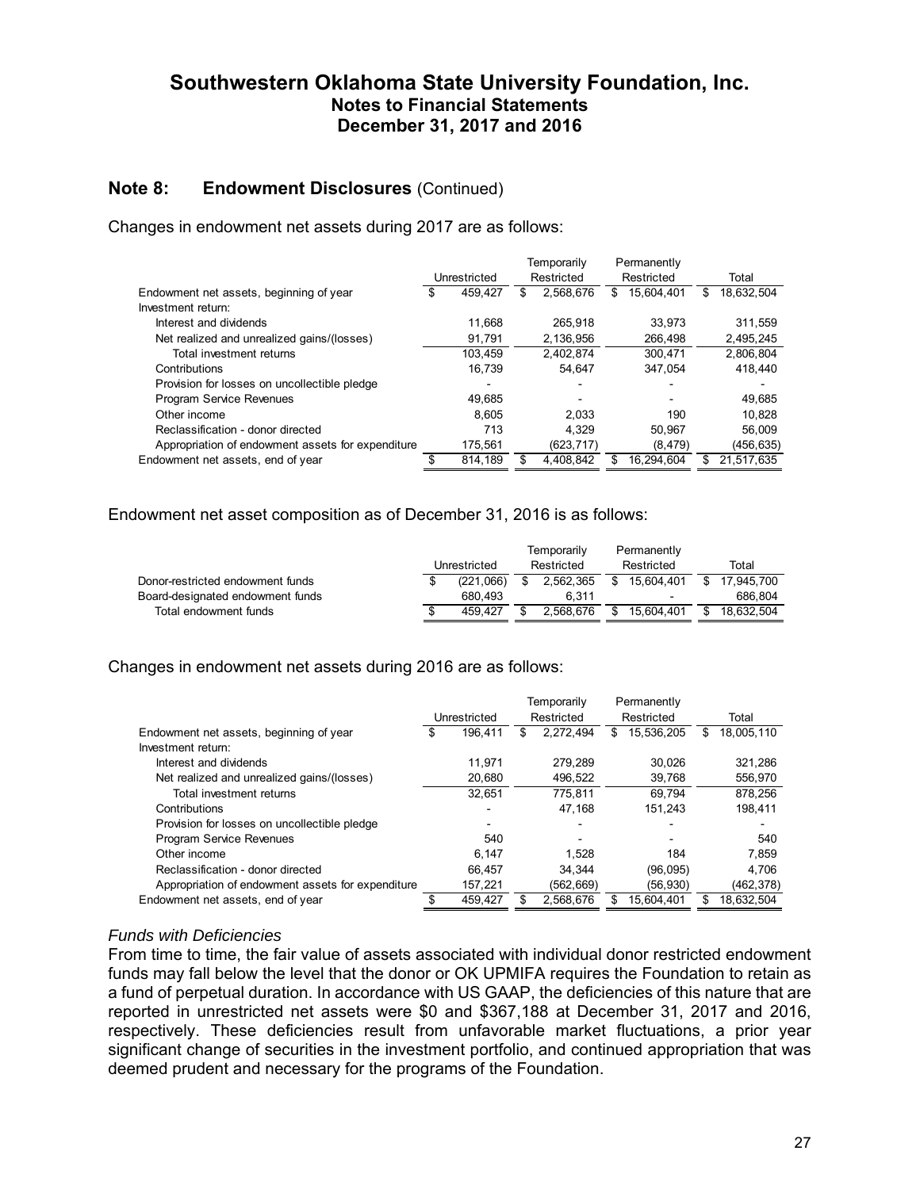## Note 8: Endowment Disclosures (Continued)

Changes in endowment net assets during 2017 are as follows:

| | Unrestricted | Temporarily Restricted | Permanently Restricted | Total |
|---|---|---|---|---|
| Endowment net assets, beginning of year | $ 459,427 | $ 2,568,676 | $ 15,604,401 | $ 18,632,504 |
| Investment return: | | | | |
| Interest and dividends | 11,668 | 265,918 | 33,973 | 311,559 |
| Net realized and unrealized gains/(losses) | 91,791 | 2,136,956 | 266,498 | 2,495,245 |
| Total investment returns | 103,459 | 2,402,874 | 300,471 | 2,806,804 |
| Contributions | 16,739 | 54,647 | 347,054 | 418,440 |
| Provision for losses on uncollectible pledge | - | - | - | - |
| Program Service Revenues | 49,685 | - | - | 49,685 |
| Other income | 8,605 | 2,033 | 190 | 10,828 |
| Reclassification - donor directed | 713 | 4,329 | 50,967 | 56,009 |
| Appropriation of endowment assets for expenditure | 175,561 | (623,717) | (8,479) | (456,635) |
| Endowment net assets, end of year | $ 814,189 | $ 4,408,842 | $ 16,294,604 | $ 21,517,635 |

Endowment net asset composition as of December 31, 2016 is as follows:

| | Unrestricted | Temporarily Restricted | Permanently Restricted | Total |
|---|---|---|---|---|
| Donor-restricted endowment funds | $ (221,066) | $ 2,562,365 | $ 15,604,401 | $ 17,945,700 |
| Board-designated endowment funds | 680,493 | 6,311 | - | 686,804 |
| Total endowment funds | $ 459,427 | $ 2,568,676 | $ 15,604,401 | $ 18,632,504 |

Changes in endowment net assets during 2016 are as follows:

| | Unrestricted | Temporarily Restricted | Permanently Restricted | Total |
|---|---|---|---|---|
| Endowment net assets, beginning of year | $ 196,411 | $ 2,272,494 | $ 15,536,205 | $ 18,005,110 |
| Investment return: | | | | |
| Interest and dividends | 11,971 | 279,289 | 30,026 | 321,286 |
| Net realized and unrealized gains/(losses) | 20,680 | 496,522 | 39,768 | 556,970 |
| Total investment returns | 32,651 | 775,811 | 69,794 | 878,256 |
| Contributions | - | 47,168 | 151,243 | 198,411 |
| Provision for losses on uncollectible pledge | - | - | - | - |
| Program Service Revenues | 540 | - | - | 540 |
| Other income | 6,147 | 1,528 | 184 | 7,859 |
| Reclassification - donor directed | 66,457 | 34,344 | (96,095) | 4,706 |
| Appropriation of endowment assets for expenditure | 157,221 | (562,669) | (56,930) | (462,378) |
| Endowment net assets, end of year | $ 459,427 | $ 2,568,676 | $ 15,604,401 | $ 18,632,504 |

*Funds with Deficiencies*

From time to time, the fair value of assets associated with individual donor restricted endowment funds may fall below the level that the donor or OK UPMIFA requires the Foundation to retain as a fund of perpetual duration. In accordance with US GAAP, the deficiencies of this nature that are reported in unrestricted net assets were $0 and $367,188 at December 31, 2017 and 2016, respectively. These deficiencies result from unfavorable market fluctuations, a prior year significant change of securities in the investment portfolio, and continued appropriation that was deemed prudent and necessary for the programs of the Foundation.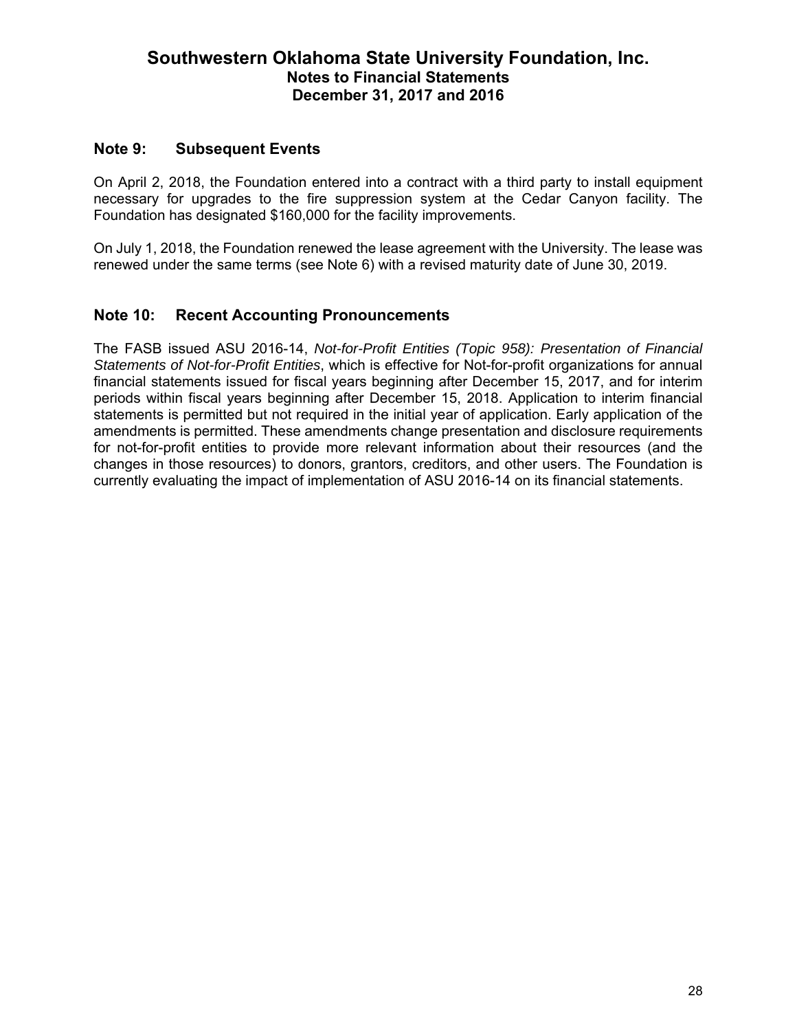## Note 9: Subsequent Events

On April 2, 2018, the Foundation entered into a contract with a third party to install equipment necessary for upgrades to the fire suppression system at the Cedar Canyon facility. The Foundation has designated $160,000 for the facility improvements.

On July 1, 2018, the Foundation renewed the lease agreement with the University. The lease was renewed under the same terms (see Note 6) with a revised maturity date of June 30, 2019.

## Note 10: Recent Accounting Pronouncements

The FASB issued ASU 2016-14, *Not-for-Profit Entities (Topic 958): Presentation of Financial Statements of Not-for-Profit Entities*, which is effective for Not-for-profit organizations for annual financial statements issued for fiscal years beginning after December 15, 2017, and for interim periods within fiscal years beginning after December 15, 2018. Application to interim financial statements is permitted but not required in the initial year of application. Early application of the amendments is permitted. These amendments change presentation and disclosure requirements for not-for-profit entities to provide more relevant information about their resources (and the changes in those resources) to donors, grantors, creditors, and other users. The Foundation is currently evaluating the impact of implementation of ASU 2016-14 on its financial statements.